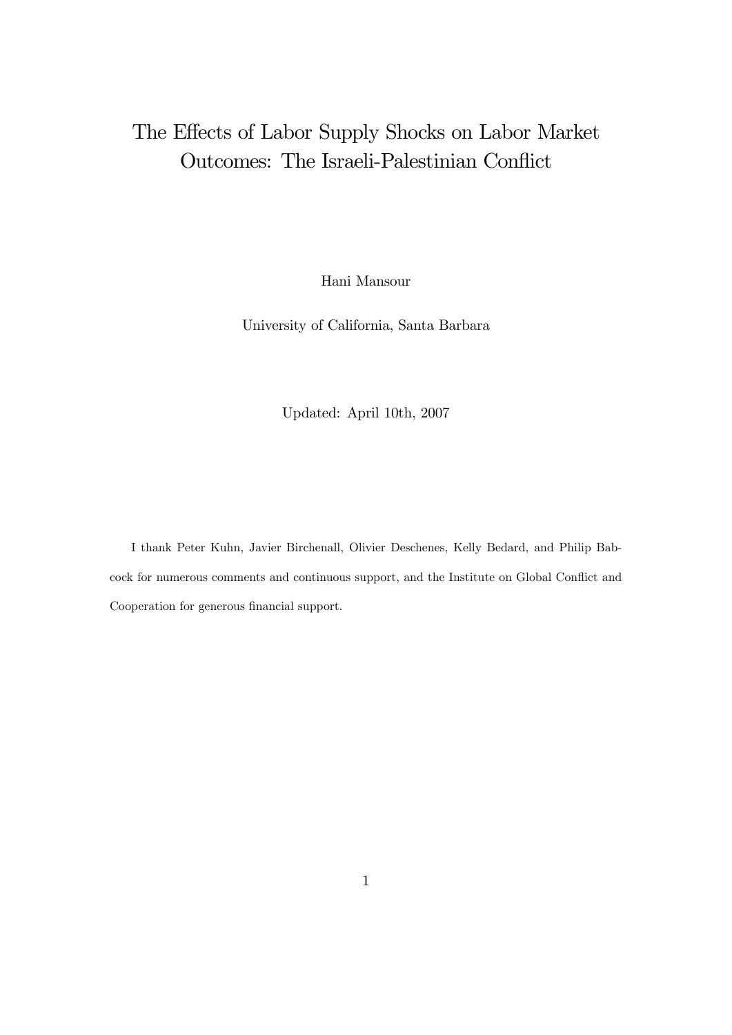# The Effects of Labor Supply Shocks on Labor Market Outcomes: The Israeli-Palestinian Conflict

Hani Mansour

University of California, Santa Barbara

Updated: April 10th, 2007

I thank Peter Kuhn, Javier Birchenall, Olivier Deschenes, Kelly Bedard, and Philip Babcock for numerous comments and continuous support, and the Institute on Global Conflict and Cooperation for generous financial support.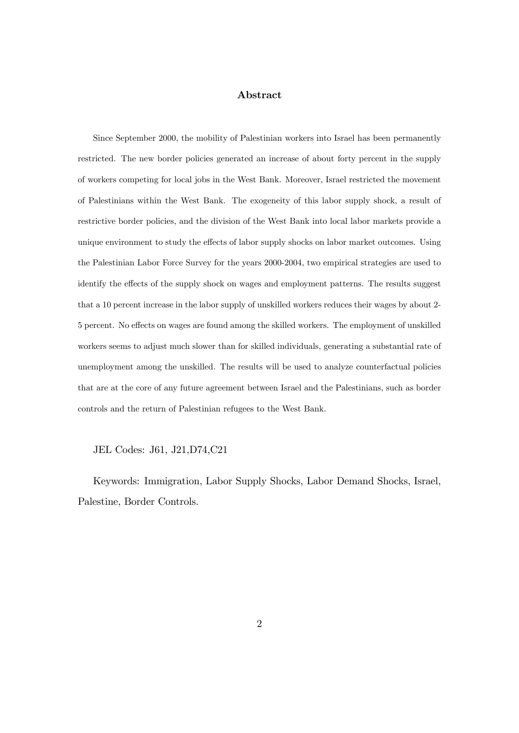## Abstract

Since September 2000, the mobility of Palestinian workers into Israel has been permanently restricted. The new border policies generated an increase of about forty percent in the supply of workers competing for local jobs in the West Bank. Moreover, Israel restricted the movement of Palestinians within the West Bank. The exogeneity of this labor supply shock, a result of restrictive border policies, and the division of the West Bank into local labor markets provide a unique environment to study the effects of labor supply shocks on labor market outcomes. Using the Palestinian Labor Force Survey for the years 2000-2004, two empirical strategies are used to identify the effects of the supply shock on wages and employment patterns. The results suggest that a 10 percent increase in the labor supply of unskilled workers reduces their wages by about 2-5 percent. No effects on wages are found among the skilled workers. The employment of unskilled workers seems to adjust much slower than for skilled individuals, generating a substantial rate of unemployment among the unskilled. The results will be used to analyze counterfactual policies that are at the core of any future agreement between Israel and the Palestinians, such as border controls and the return of Palestinian refugees to the West Bank.

JEL Codes: J61, J21,D74,C21

Keywords: Immigration, Labor Supply Shocks, Labor Demand Shocks, Israel, Palestine, Border Controls.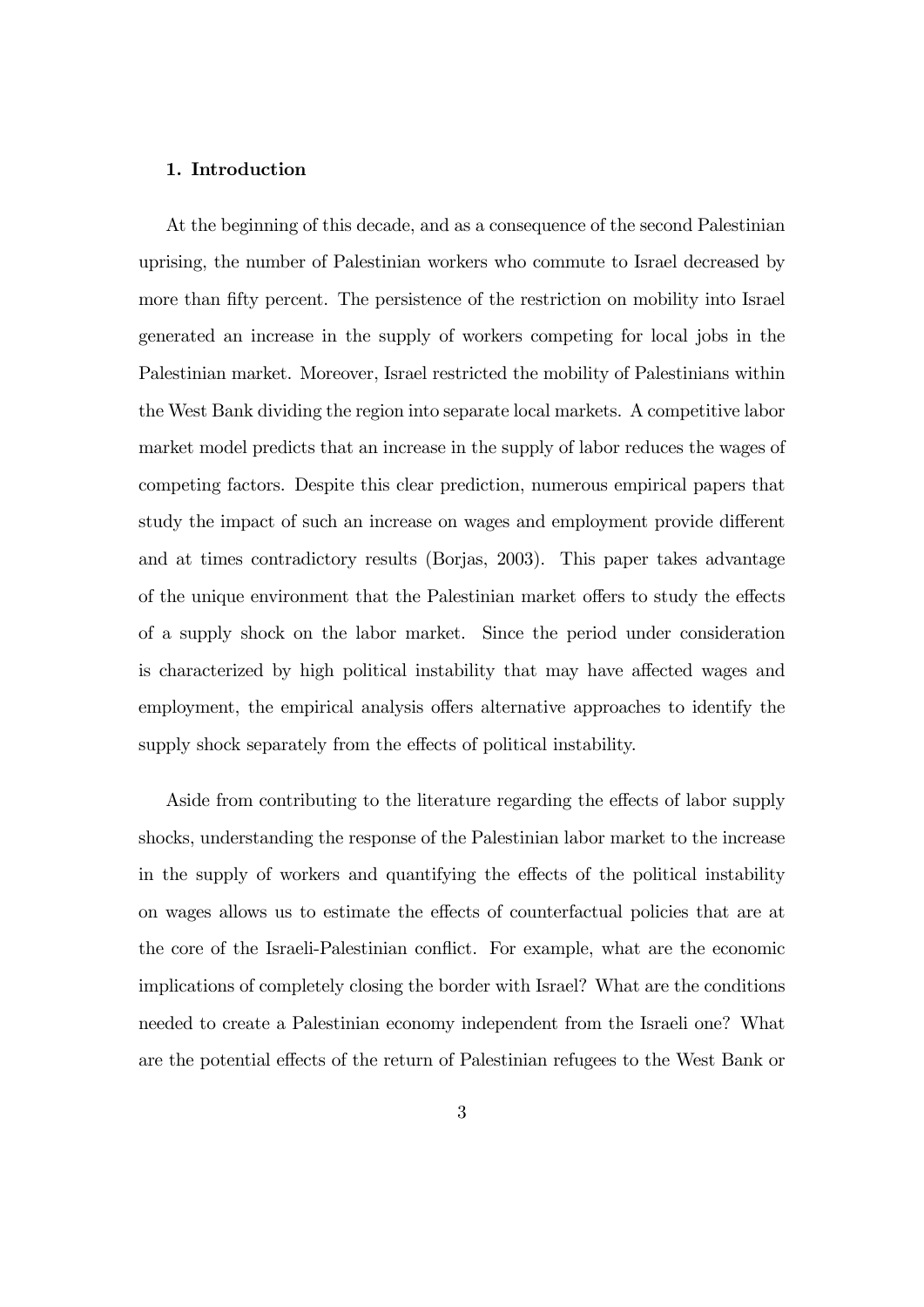## 1. Introduction

At the beginning of this decade, and as a consequence of the second Palestinian uprising, the number of Palestinian workers who commute to Israel decreased by more than fifty percent. The persistence of the restriction on mobility into Israel generated an increase in the supply of workers competing for local jobs in the Palestinian market. Moreover, Israel restricted the mobility of Palestinians within the West Bank dividing the region into separate local markets. A competitive labor market model predicts that an increase in the supply of labor reduces the wages of competing factors. Despite this clear prediction, numerous empirical papers that study the impact of such an increase on wages and employment provide different and at times contradictory results (Borjas, 2003). This paper takes advantage of the unique environment that the Palestinian market offers to study the effects of a supply shock on the labor market. Since the period under consideration is characterized by high political instability that may have affected wages and employment, the empirical analysis offers alternative approaches to identify the supply shock separately from the effects of political instability.

Aside from contributing to the literature regarding the effects of labor supply shocks, understanding the response of the Palestinian labor market to the increase in the supply of workers and quantifying the effects of the political instability on wages allows us to estimate the effects of counterfactual policies that are at the core of the Israeli-Palestinian conflict. For example, what are the economic implications of completely closing the border with Israel? What are the conditions needed to create a Palestinian economy independent from the Israeli one? What are the potential effects of the return of Palestinian refugees to the West Bank or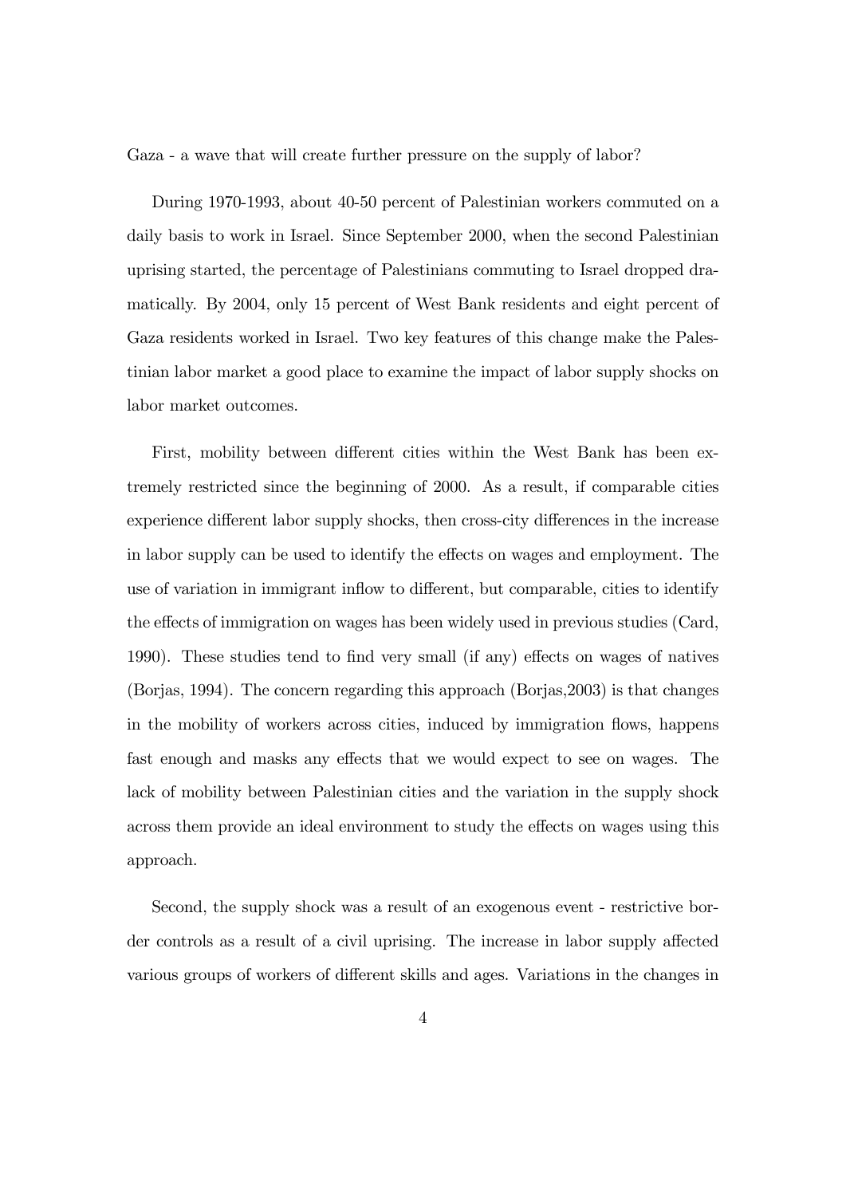Gaza - a wave that will create further pressure on the supply of labor?

During 1970-1993, about 40-50 percent of Palestinian workers commuted on a daily basis to work in Israel. Since September 2000, when the second Palestinian uprising started, the percentage of Palestinians commuting to Israel dropped dramatically. By 2004, only 15 percent of West Bank residents and eight percent of Gaza residents worked in Israel. Two key features of this change make the Palestinian labor market a good place to examine the impact of labor supply shocks on labor market outcomes.

First, mobility between different cities within the West Bank has been extremely restricted since the beginning of 2000. As a result, if comparable cities experience different labor supply shocks, then cross-city differences in the increase in labor supply can be used to identify the effects on wages and employment. The use of variation in immigrant inflow to different, but comparable, cities to identify the effects of immigration on wages has been widely used in previous studies (Card, 1990). These studies tend to find very small (if any) effects on wages of natives (Borjas, 1994). The concern regarding this approach (Borjas,2003) is that changes in the mobility of workers across cities, induced by immigration flows, happens fast enough and masks any effects that we would expect to see on wages. The lack of mobility between Palestinian cities and the variation in the supply shock across them provide an ideal environment to study the effects on wages using this approach.

Second, the supply shock was a result of an exogenous event - restrictive border controls as a result of a civil uprising. The increase in labor supply affected various groups of workers of different skills and ages. Variations in the changes in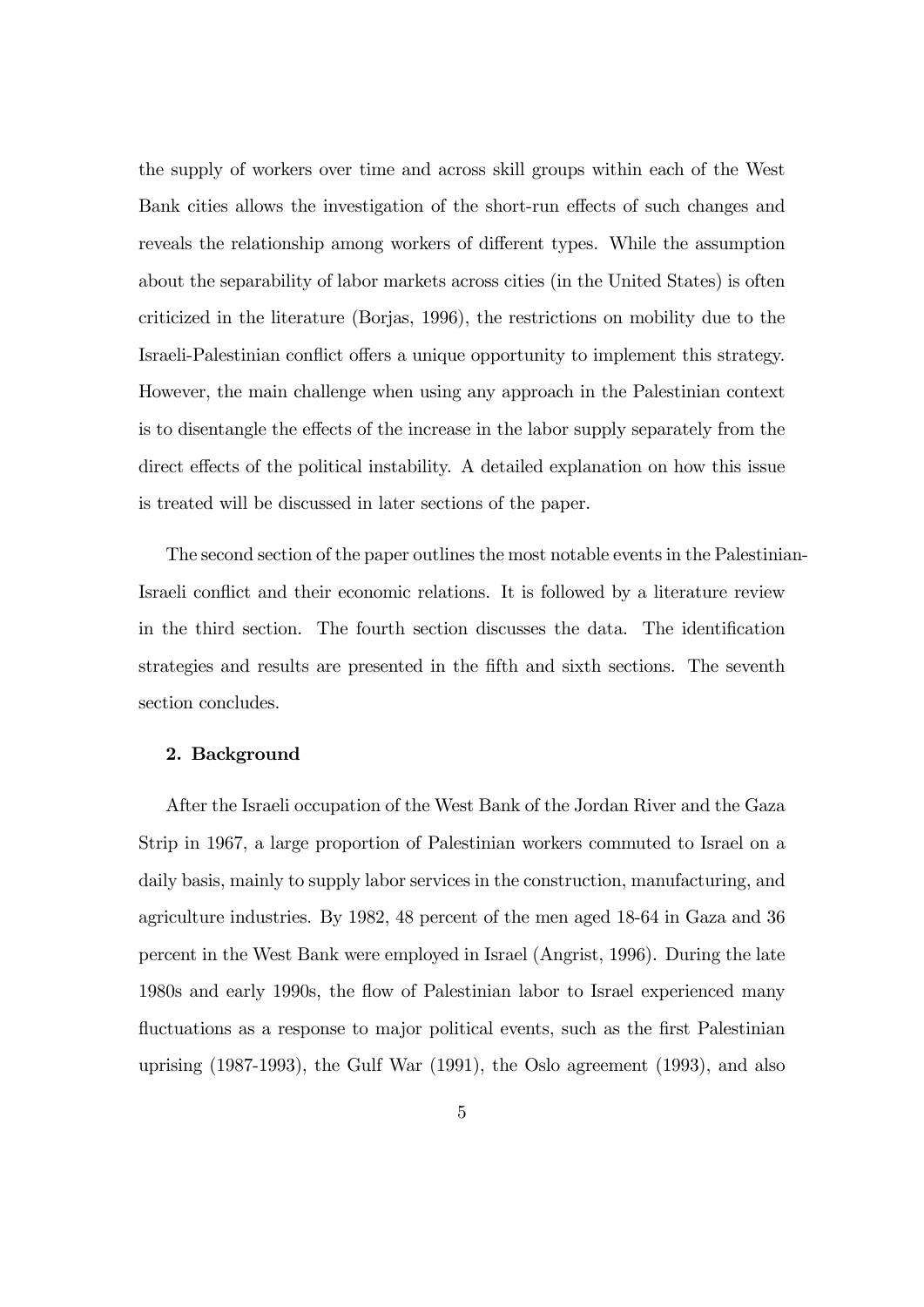the supply of workers over time and across skill groups within each of the West Bank cities allows the investigation of the short-run effects of such changes and reveals the relationship among workers of different types. While the assumption about the separability of labor markets across cities (in the United States) is often criticized in the literature (Borjas, 1996), the restrictions on mobility due to the Israeli-Palestinian conflict offers a unique opportunity to implement this strategy. However, the main challenge when using any approach in the Palestinian context is to disentangle the effects of the increase in the labor supply separately from the direct effects of the political instability. A detailed explanation on how this issue is treated will be discussed in later sections of the paper.

The second section of the paper outlines the most notable events in the Palestinian-Israeli conflict and their economic relations. It is followed by a literature review in the third section. The fourth section discusses the data. The identification strategies and results are presented in the fifth and sixth sections. The seventh section concludes.

## 2. Background

After the Israeli occupation of the West Bank of the Jordan River and the Gaza Strip in 1967, a large proportion of Palestinian workers commuted to Israel on a daily basis, mainly to supply labor services in the construction, manufacturing, and agriculture industries. By 1982, 48 percent of the men aged 18-64 in Gaza and 36 percent in the West Bank were employed in Israel (Angrist, 1996). During the late 1980s and early 1990s, the flow of Palestinian labor to Israel experienced many fluctuations as a response to major political events, such as the first Palestinian uprising (1987-1993), the Gulf War (1991), the Oslo agreement (1993), and also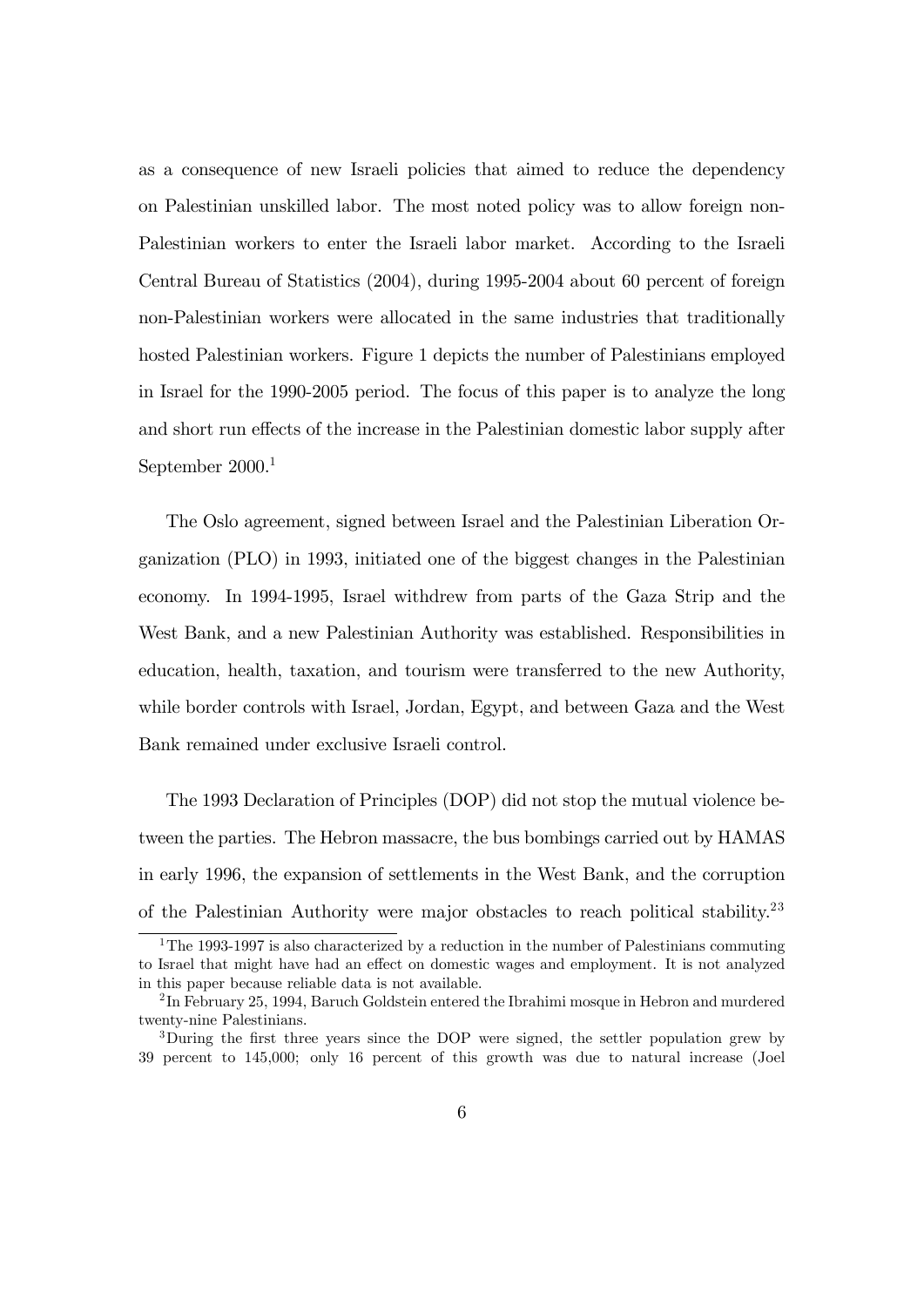as a consequence of new Israeli policies that aimed to reduce the dependency on Palestinian unskilled labor. The most noted policy was to allow foreign non-Palestinian workers to enter the Israeli labor market. According to the Israeli Central Bureau of Statistics (2004), during 1995-2004 about 60 percent of foreign non-Palestinian workers were allocated in the same industries that traditionally hosted Palestinian workers. Figure 1 depicts the number of Palestinians employed in Israel for the 1990-2005 period. The focus of this paper is to analyze the long and short run effects of the increase in the Palestinian domestic labor supply after September 2000.[1]

The Oslo agreement, signed between Israel and the Palestinian Liberation Organization (PLO) in 1993, initiated one of the biggest changes in the Palestinian economy. In 1994-1995, Israel withdrew from parts of the Gaza Strip and the West Bank, and a new Palestinian Authority was established. Responsibilities in education, health, taxation, and tourism were transferred to the new Authority, while border controls with Israel, Jordan, Egypt, and between Gaza and the West Bank remained under exclusive Israeli control.

The 1993 Declaration of Principles (DOP) did not stop the mutual violence between the parties. The Hebron massacre, the bus bombings carried out by HAMAS in early 1996, the expansion of settlements in the West Bank, and the corruption of the Palestinian Authority were major obstacles to reach political stability.[2][3]

[1] The 1993-1997 is also characterized by a reduction in the number of Palestinians commuting to Israel that might have had an effect on domestic wages and employment. It is not analyzed in this paper because reliable data is not available.

[2] In February 25, 1994, Baruch Goldstein entered the Ibrahimi mosque in Hebron and murdered twenty-nine Palestinians.

[3] During the first three years since the DOP were signed, the settler population grew by 39 percent to 145,000; only 16 percent of this growth was due to natural increase (Joel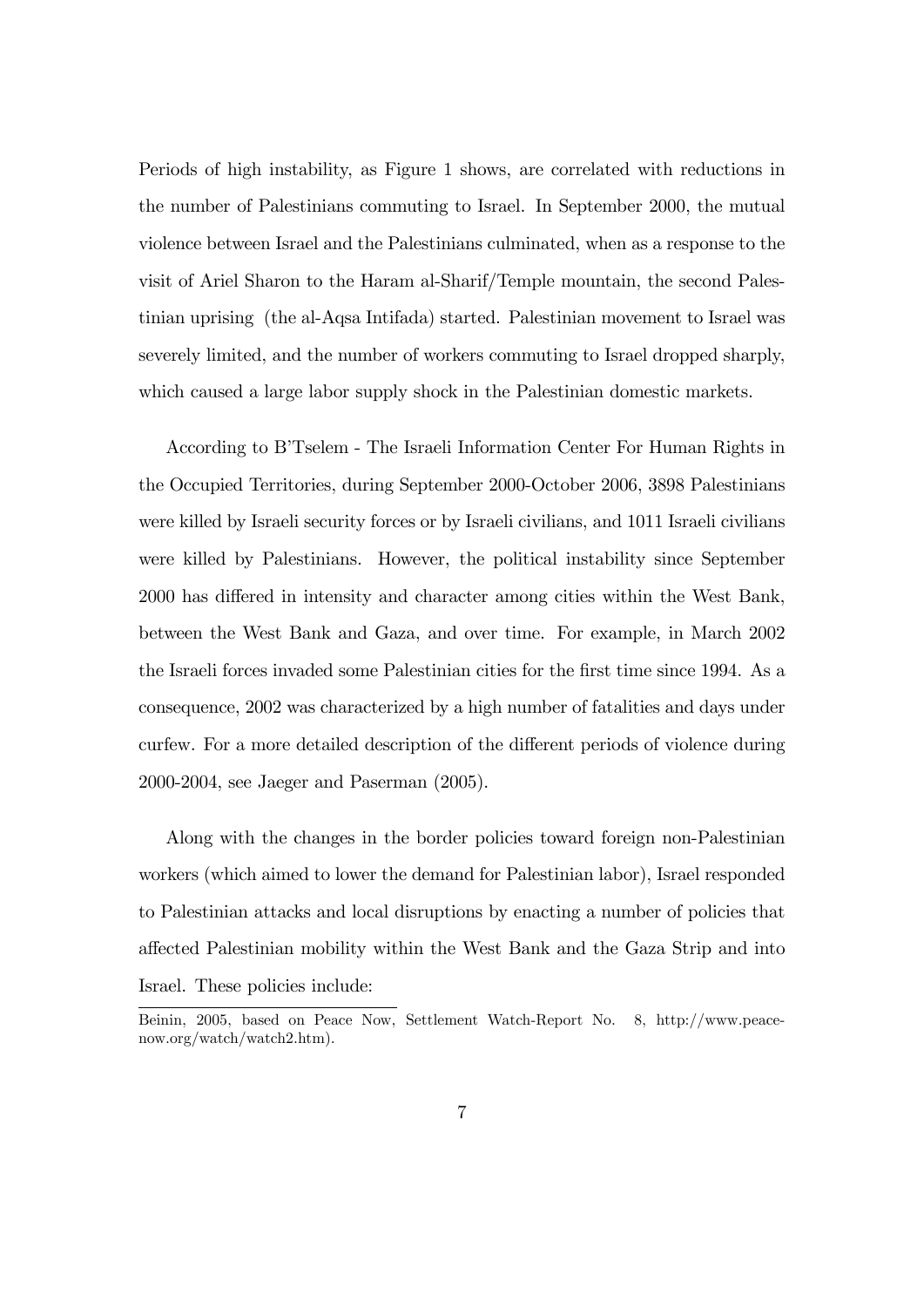Periods of high instability, as Figure 1 shows, are correlated with reductions in the number of Palestinians commuting to Israel. In September 2000, the mutual violence between Israel and the Palestinians culminated, when as a response to the visit of Ariel Sharon to the Haram al-Sharif/Temple mountain, the second Palestinian uprising (the al-Aqsa Intifada) started. Palestinian movement to Israel was severely limited, and the number of workers commuting to Israel dropped sharply, which caused a large labor supply shock in the Palestinian domestic markets.

According to B'Tselem - The Israeli Information Center For Human Rights in the Occupied Territories, during September 2000-October 2006, 3898 Palestinians were killed by Israeli security forces or by Israeli civilians, and 1011 Israeli civilians were killed by Palestinians. However, the political instability since September 2000 has differed in intensity and character among cities within the West Bank, between the West Bank and Gaza, and over time. For example, in March 2002 the Israeli forces invaded some Palestinian cities for the first time since 1994. As a consequence, 2002 was characterized by a high number of fatalities and days under curfew. For a more detailed description of the different periods of violence during 2000-2004, see Jaeger and Paserman (2005).

Along with the changes in the border policies toward foreign non-Palestinian workers (which aimed to lower the demand for Palestinian labor), Israel responded to Palestinian attacks and local disruptions by enacting a number of policies that affected Palestinian mobility within the West Bank and the Gaza Strip and into Israel. These policies include:

---

Beinin, 2005, based on Peace Now, Settlement Watch-Report No. 8, http://www.peacenow.org/watch/watch2.htm).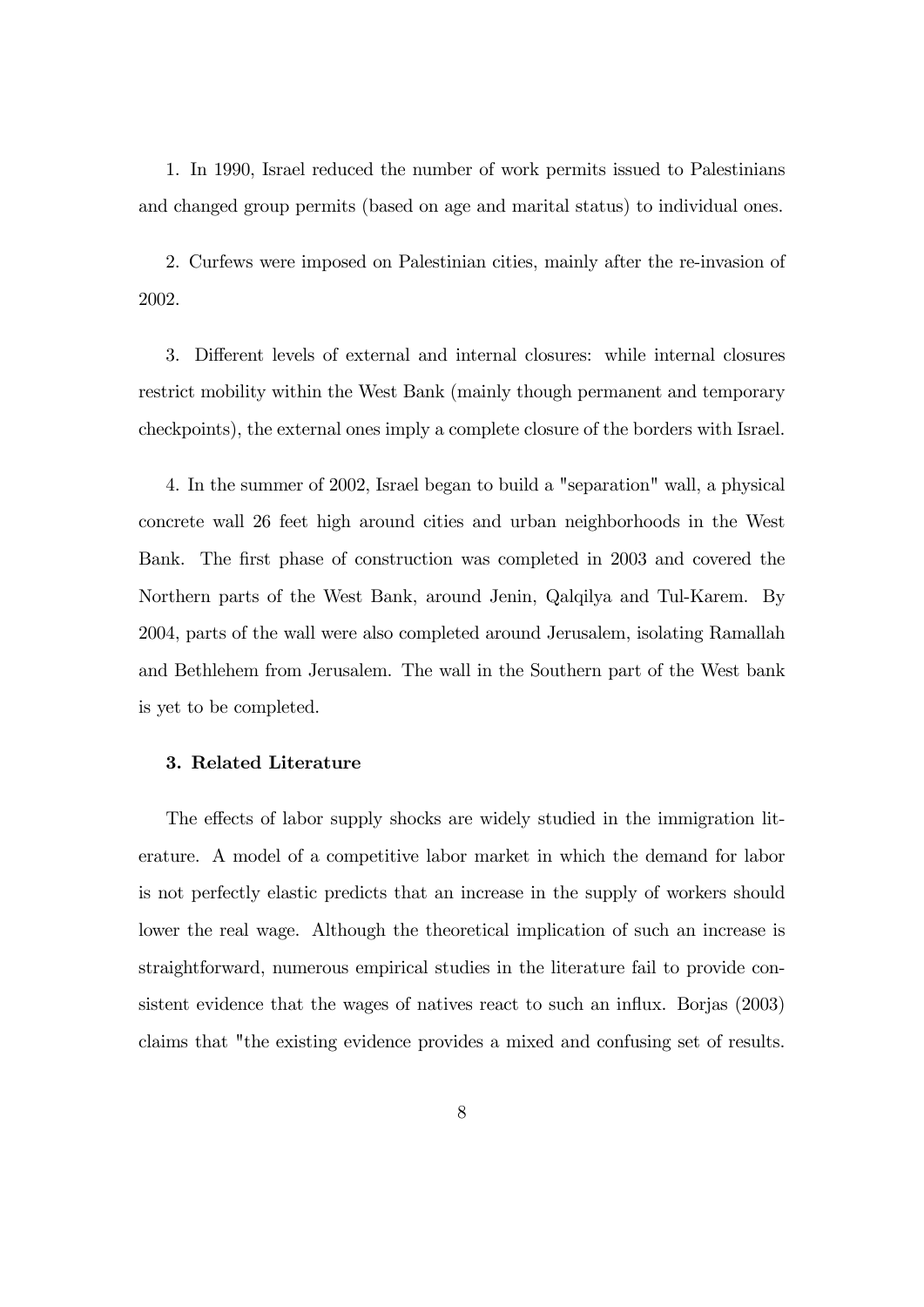1. In 1990, Israel reduced the number of work permits issued to Palestinians and changed group permits (based on age and marital status) to individual ones.

2. Curfews were imposed on Palestinian cities, mainly after the re-invasion of 2002.

3. Different levels of external and internal closures: while internal closures restrict mobility within the West Bank (mainly though permanent and temporary checkpoints), the external ones imply a complete closure of the borders with Israel.

4. In the summer of 2002, Israel began to build a "separation" wall, a physical concrete wall 26 feet high around cities and urban neighborhoods in the West Bank. The first phase of construction was completed in 2003 and covered the Northern parts of the West Bank, around Jenin, Qalqilya and Tul-Karem. By 2004, parts of the wall were also completed around Jerusalem, isolating Ramallah and Bethlehem from Jerusalem. The wall in the Southern part of the West bank is yet to be completed.

### 3. Related Literature

The effects of labor supply shocks are widely studied in the immigration literature. A model of a competitive labor market in which the demand for labor is not perfectly elastic predicts that an increase in the supply of workers should lower the real wage. Although the theoretical implication of such an increase is straightforward, numerous empirical studies in the literature fail to provide consistent evidence that the wages of natives react to such an influx. Borjas (2003) claims that "the existing evidence provides a mixed and confusing set of results.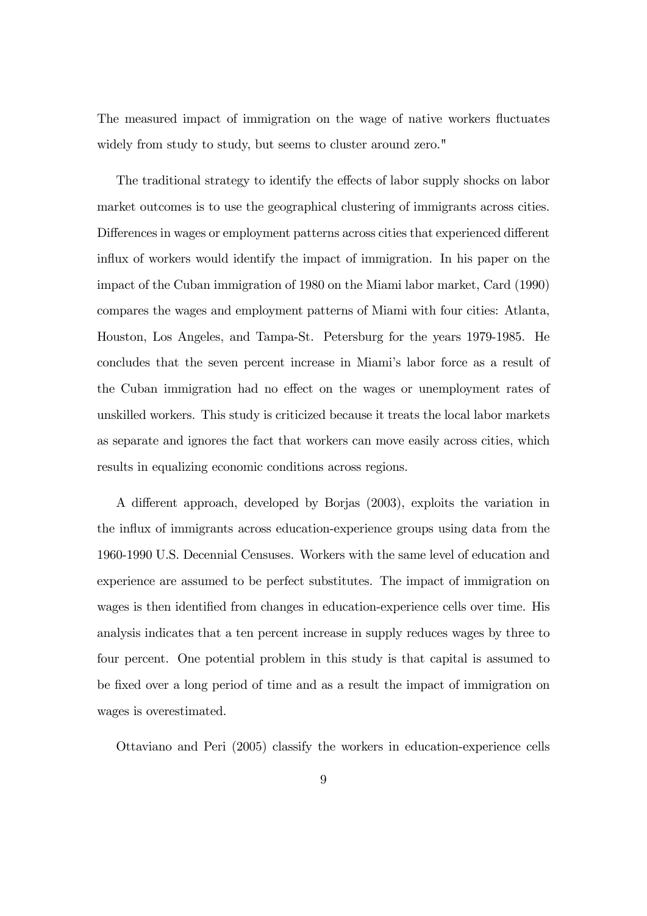The measured impact of immigration on the wage of native workers fluctuates widely from study to study, but seems to cluster around zero."

The traditional strategy to identify the effects of labor supply shocks on labor market outcomes is to use the geographical clustering of immigrants across cities. Differences in wages or employment patterns across cities that experienced different influx of workers would identify the impact of immigration. In his paper on the impact of the Cuban immigration of 1980 on the Miami labor market, Card (1990) compares the wages and employment patterns of Miami with four cities: Atlanta, Houston, Los Angeles, and Tampa-St. Petersburg for the years 1979-1985. He concludes that the seven percent increase in Miami's labor force as a result of the Cuban immigration had no effect on the wages or unemployment rates of unskilled workers. This study is criticized because it treats the local labor markets as separate and ignores the fact that workers can move easily across cities, which results in equalizing economic conditions across regions.

A different approach, developed by Borjas (2003), exploits the variation in the influx of immigrants across education-experience groups using data from the 1960-1990 U.S. Decennial Censuses. Workers with the same level of education and experience are assumed to be perfect substitutes. The impact of immigration on wages is then identified from changes in education-experience cells over time. His analysis indicates that a ten percent increase in supply reduces wages by three to four percent. One potential problem in this study is that capital is assumed to be fixed over a long period of time and as a result the impact of immigration on wages is overestimated.

Ottaviano and Peri (2005) classify the workers in education-experience cells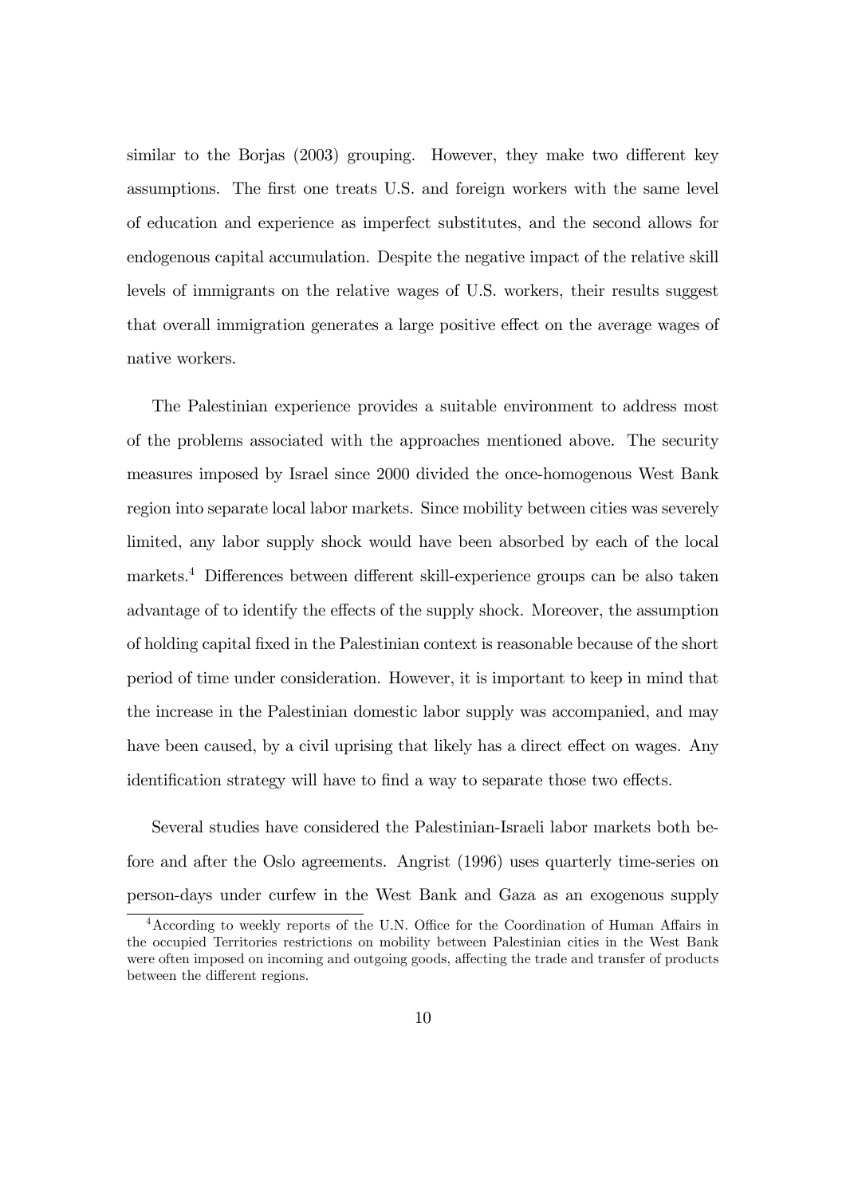similar to the Borjas (2003) grouping. However, they make two different key assumptions. The first one treats U.S. and foreign workers with the same level of education and experience as imperfect substitutes, and the second allows for endogenous capital accumulation. Despite the negative impact of the relative skill levels of immigrants on the relative wages of U.S. workers, their results suggest that overall immigration generates a large positive effect on the average wages of native workers.

The Palestinian experience provides a suitable environment to address most of the problems associated with the approaches mentioned above. The security measures imposed by Israel since 2000 divided the once-homogenous West Bank region into separate local labor markets. Since mobility between cities was severely limited, any labor supply shock would have been absorbed by each of the local markets.[4] Differences between different skill-experience groups can be also taken advantage of to identify the effects of the supply shock. Moreover, the assumption of holding capital fixed in the Palestinian context is reasonable because of the short period of time under consideration. However, it is important to keep in mind that the increase in the Palestinian domestic labor supply was accompanied, and may have been caused, by a civil uprising that likely has a direct effect on wages. Any identification strategy will have to find a way to separate those two effects.

Several studies have considered the Palestinian-Israeli labor markets both before and after the Oslo agreements. Angrist (1996) uses quarterly time-series on person-days under curfew in the West Bank and Gaza as an exogenous supply

[4] According to weekly reports of the U.N. Office for the Coordination of Human Affairs in the occupied Territories restrictions on mobility between Palestinian cities in the West Bank were often imposed on incoming and outgoing goods, affecting the trade and transfer of products between the different regions.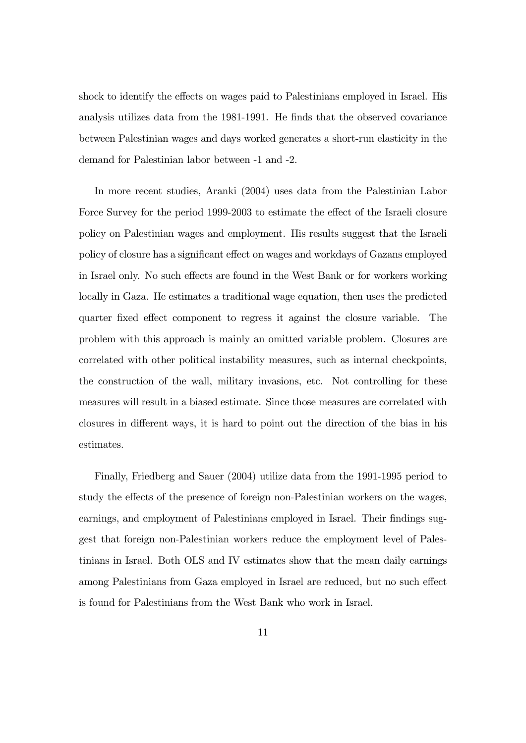shock to identify the effects on wages paid to Palestinians employed in Israel. His analysis utilizes data from the 1981-1991. He finds that the observed covariance between Palestinian wages and days worked generates a short-run elasticity in the demand for Palestinian labor between -1 and -2.

In more recent studies, Aranki (2004) uses data from the Palestinian Labor Force Survey for the period 1999-2003 to estimate the effect of the Israeli closure policy on Palestinian wages and employment. His results suggest that the Israeli policy of closure has a significant effect on wages and workdays of Gazans employed in Israel only. No such effects are found in the West Bank or for workers working locally in Gaza. He estimates a traditional wage equation, then uses the predicted quarter fixed effect component to regress it against the closure variable. The problem with this approach is mainly an omitted variable problem. Closures are correlated with other political instability measures, such as internal checkpoints, the construction of the wall, military invasions, etc. Not controlling for these measures will result in a biased estimate. Since those measures are correlated with closures in different ways, it is hard to point out the direction of the bias in his estimates.

Finally, Friedberg and Sauer (2004) utilize data from the 1991-1995 period to study the effects of the presence of foreign non-Palestinian workers on the wages, earnings, and employment of Palestinians employed in Israel. Their findings suggest that foreign non-Palestinian workers reduce the employment level of Palestinians in Israel. Both OLS and IV estimates show that the mean daily earnings among Palestinians from Gaza employed in Israel are reduced, but no such effect is found for Palestinians from the West Bank who work in Israel.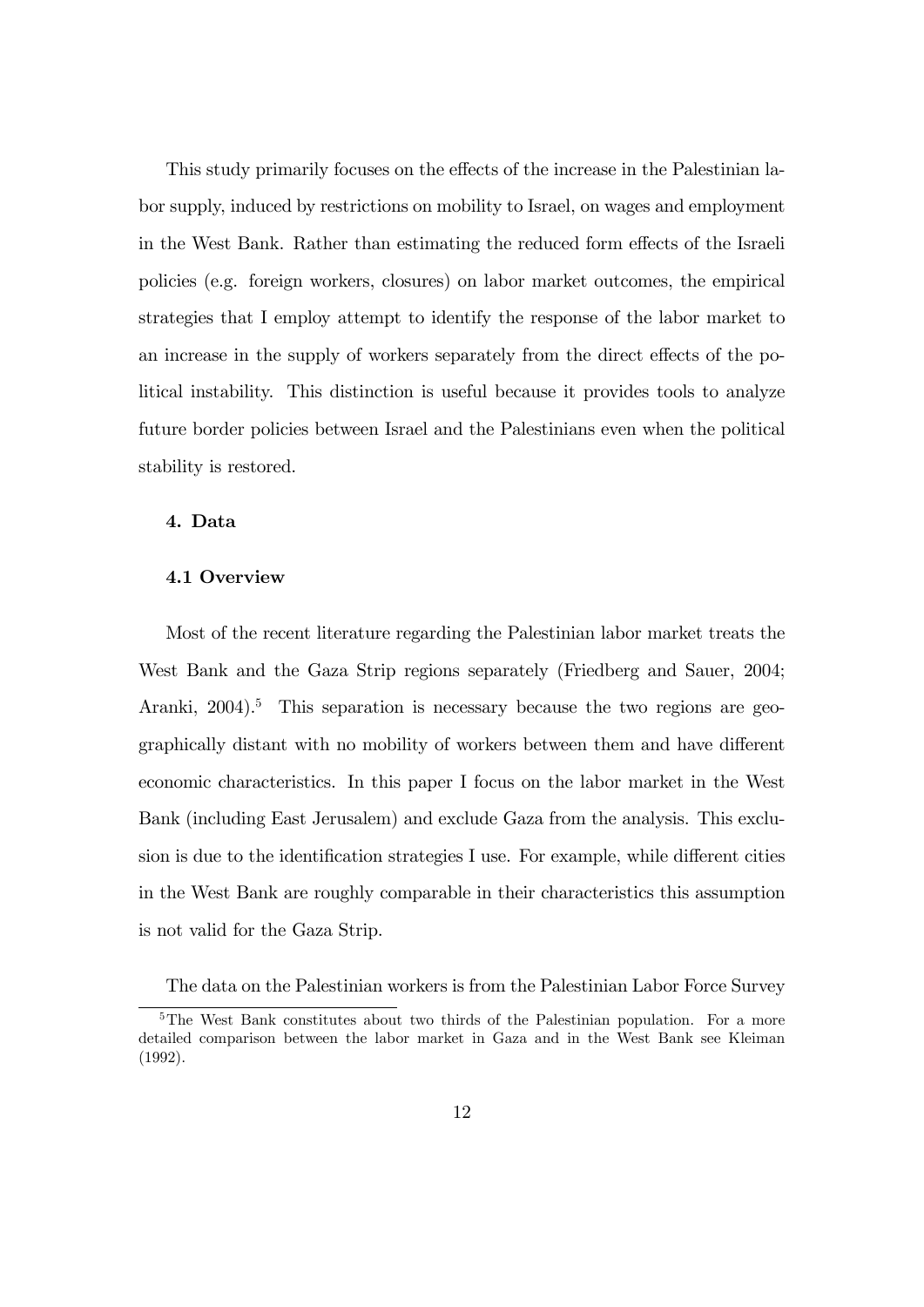This study primarily focuses on the effects of the increase in the Palestinian labor supply, induced by restrictions on mobility to Israel, on wages and employment in the West Bank. Rather than estimating the reduced form effects of the Israeli policies (e.g. foreign workers, closures) on labor market outcomes, the empirical strategies that I employ attempt to identify the response of the labor market to an increase in the supply of workers separately from the direct effects of the political instability. This distinction is useful because it provides tools to analyze future border policies between Israel and the Palestinians even when the political stability is restored.

## 4. Data

### 4.1 Overview

Most of the recent literature regarding the Palestinian labor market treats the West Bank and the Gaza Strip regions separately (Friedberg and Sauer, 2004; Aranki, 2004).[5] This separation is necessary because the two regions are geographically distant with no mobility of workers between them and have different economic characteristics. In this paper I focus on the labor market in the West Bank (including East Jerusalem) and exclude Gaza from the analysis. This exclusion is due to the identification strategies I use. For example, while different cities in the West Bank are roughly comparable in their characteristics this assumption is not valid for the Gaza Strip.

The data on the Palestinian workers is from the Palestinian Labor Force Survey

[5] The West Bank constitutes about two thirds of the Palestinian population. For a more detailed comparison between the labor market in Gaza and in the West Bank see Kleiman (1992).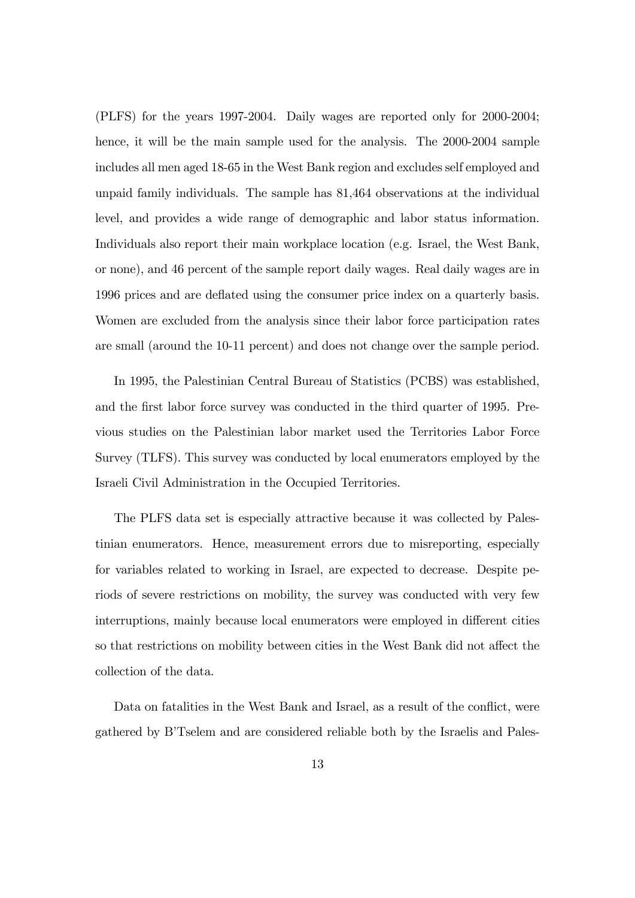(PLFS) for the years 1997-2004. Daily wages are reported only for 2000-2004; hence, it will be the main sample used for the analysis. The 2000-2004 sample includes all men aged 18-65 in the West Bank region and excludes self employed and unpaid family individuals. The sample has 81,464 observations at the individual level, and provides a wide range of demographic and labor status information. Individuals also report their main workplace location (e.g. Israel, the West Bank, or none), and 46 percent of the sample report daily wages. Real daily wages are in 1996 prices and are deflated using the consumer price index on a quarterly basis. Women are excluded from the analysis since their labor force participation rates are small (around the 10-11 percent) and does not change over the sample period.

In 1995, the Palestinian Central Bureau of Statistics (PCBS) was established, and the first labor force survey was conducted in the third quarter of 1995. Previous studies on the Palestinian labor market used the Territories Labor Force Survey (TLFS). This survey was conducted by local enumerators employed by the Israeli Civil Administration in the Occupied Territories.

The PLFS data set is especially attractive because it was collected by Palestinian enumerators. Hence, measurement errors due to misreporting, especially for variables related to working in Israel, are expected to decrease. Despite periods of severe restrictions on mobility, the survey was conducted with very few interruptions, mainly because local enumerators were employed in different cities so that restrictions on mobility between cities in the West Bank did not affect the collection of the data.

Data on fatalities in the West Bank and Israel, as a result of the conflict, were gathered by B'Tselem and are considered reliable both by the Israelis and Pales-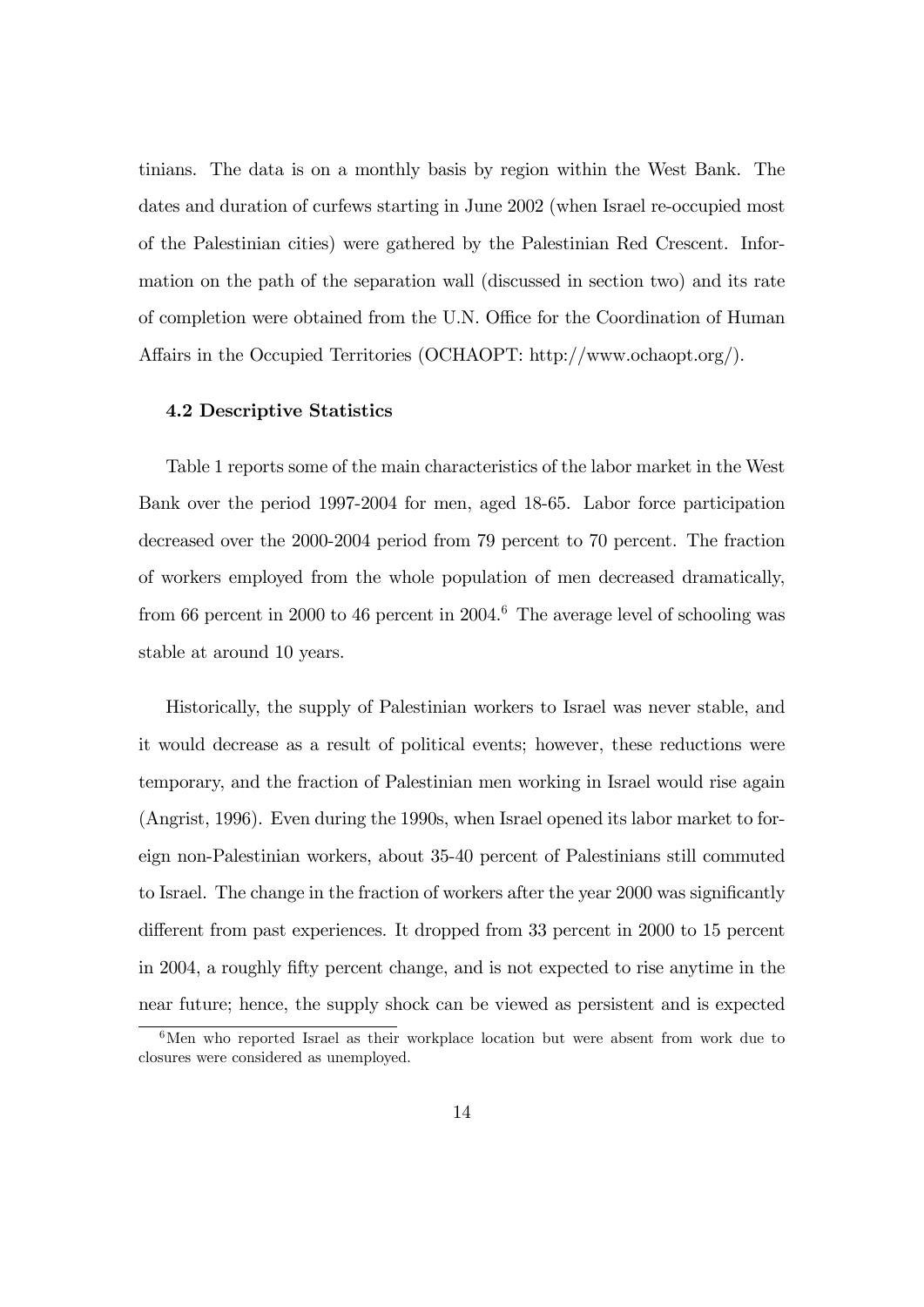tinians. The data is on a monthly basis by region within the West Bank. The dates and duration of curfews starting in June 2002 (when Israel re-occupied most of the Palestinian cities) were gathered by the Palestinian Red Crescent. Information on the path of the separation wall (discussed in section two) and its rate of completion were obtained from the U.N. Office for the Coordination of Human Affairs in the Occupied Territories (OCHAOPT: http://www.ochaopt.org/).

### 4.2 Descriptive Statistics

Table 1 reports some of the main characteristics of the labor market in the West Bank over the period 1997-2004 for men, aged 18-65. Labor force participation decreased over the 2000-2004 period from 79 percent to 70 percent. The fraction of workers employed from the whole population of men decreased dramatically, from 66 percent in 2000 to 46 percent in 2004.[6] The average level of schooling was stable at around 10 years.

Historically, the supply of Palestinian workers to Israel was never stable, and it would decrease as a result of political events; however, these reductions were temporary, and the fraction of Palestinian men working in Israel would rise again (Angrist, 1996). Even during the 1990s, when Israel opened its labor market to foreign non-Palestinian workers, about 35-40 percent of Palestinians still commuted to Israel. The change in the fraction of workers after the year 2000 was significantly different from past experiences. It dropped from 33 percent in 2000 to 15 percent in 2004, a roughly fifty percent change, and is not expected to rise anytime in the near future; hence, the supply shock can be viewed as persistent and is expected

[6] Men who reported Israel as their workplace location but were absent from work due to closures were considered as unemployed.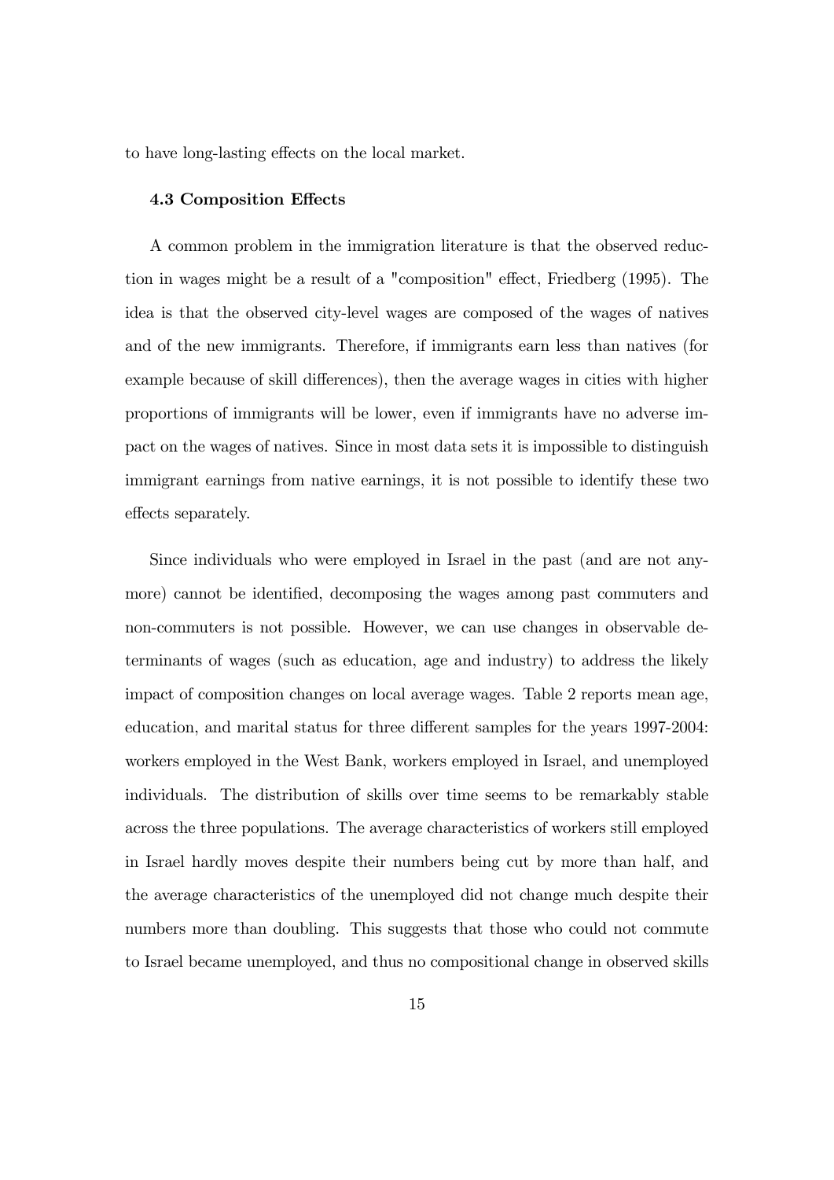to have long-lasting effects on the local market.

### 4.3 Composition Effects

A common problem in the immigration literature is that the observed reduction in wages might be a result of a "composition" effect, Friedberg (1995). The idea is that the observed city-level wages are composed of the wages of natives and of the new immigrants. Therefore, if immigrants earn less than natives (for example because of skill differences), then the average wages in cities with higher proportions of immigrants will be lower, even if immigrants have no adverse impact on the wages of natives. Since in most data sets it is impossible to distinguish immigrant earnings from native earnings, it is not possible to identify these two effects separately.

Since individuals who were employed in Israel in the past (and are not anymore) cannot be identified, decomposing the wages among past commuters and non-commuters is not possible. However, we can use changes in observable determinants of wages (such as education, age and industry) to address the likely impact of composition changes on local average wages. Table 2 reports mean age, education, and marital status for three different samples for the years 1997-2004: workers employed in the West Bank, workers employed in Israel, and unemployed individuals. The distribution of skills over time seems to be remarkably stable across the three populations. The average characteristics of workers still employed in Israel hardly moves despite their numbers being cut by more than half, and the average characteristics of the unemployed did not change much despite their numbers more than doubling. This suggests that those who could not commute to Israel became unemployed, and thus no compositional change in observed skills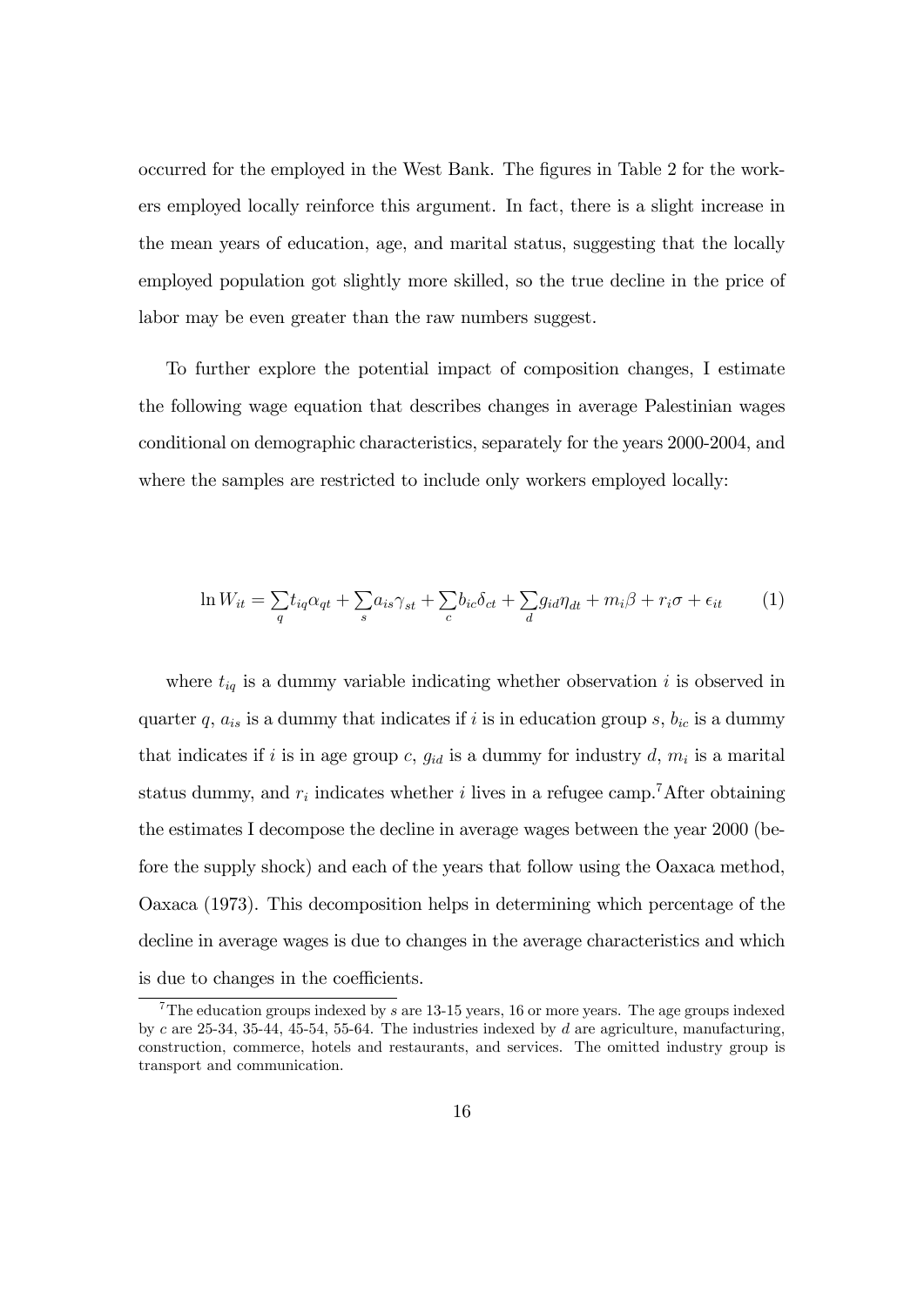occurred for the employed in the West Bank. The figures in Table 2 for the workers employed locally reinforce this argument. In fact, there is a slight increase in the mean years of education, age, and marital status, suggesting that the locally employed population got slightly more skilled, so the true decline in the price of labor may be even greater than the raw numbers suggest.

To further explore the potential impact of composition changes, I estimate the following wage equation that describes changes in average Palestinian wages conditional on demographic characteristics, separately for the years 2000-2004, and where the samples are restricted to include only workers employed locally:

$$\ln W_{it} = \sum_{q} t_{iq}\alpha_{qt} + \sum_{s} a_{is}\gamma_{st} + \sum_{c} b_{ic}\delta_{ct} + \sum_{d} g_{id}\eta_{dt} + m_i\beta + r_i\sigma + \epsilon_{it} \qquad (1)$$

where $t_{iq}$ is a dummy variable indicating whether observation $i$ is observed in quarter $q$, $a_{is}$ is a dummy that indicates if $i$ is in education group $s$, $b_{ic}$ is a dummy that indicates if $i$ is in age group $c$, $g_{id}$ is a dummy for industry $d$, $m_i$ is a marital status dummy, and $r_i$ indicates whether $i$ lives in a refugee camp.[7] After obtaining the estimates I decompose the decline in average wages between the year 2000 (before the supply shock) and each of the years that follow using the Oaxaca method, Oaxaca (1973). This decomposition helps in determining which percentage of the decline in average wages is due to changes in the average characteristics and which is due to changes in the coefficients.

[7] The education groups indexed by $s$ are 13-15 years, 16 or more years. The age groups indexed by $c$ are 25-34, 35-44, 45-54, 55-64. The industries indexed by $d$ are agriculture, manufacturing, construction, commerce, hotels and restaurants, and services. The omitted industry group is transport and communication.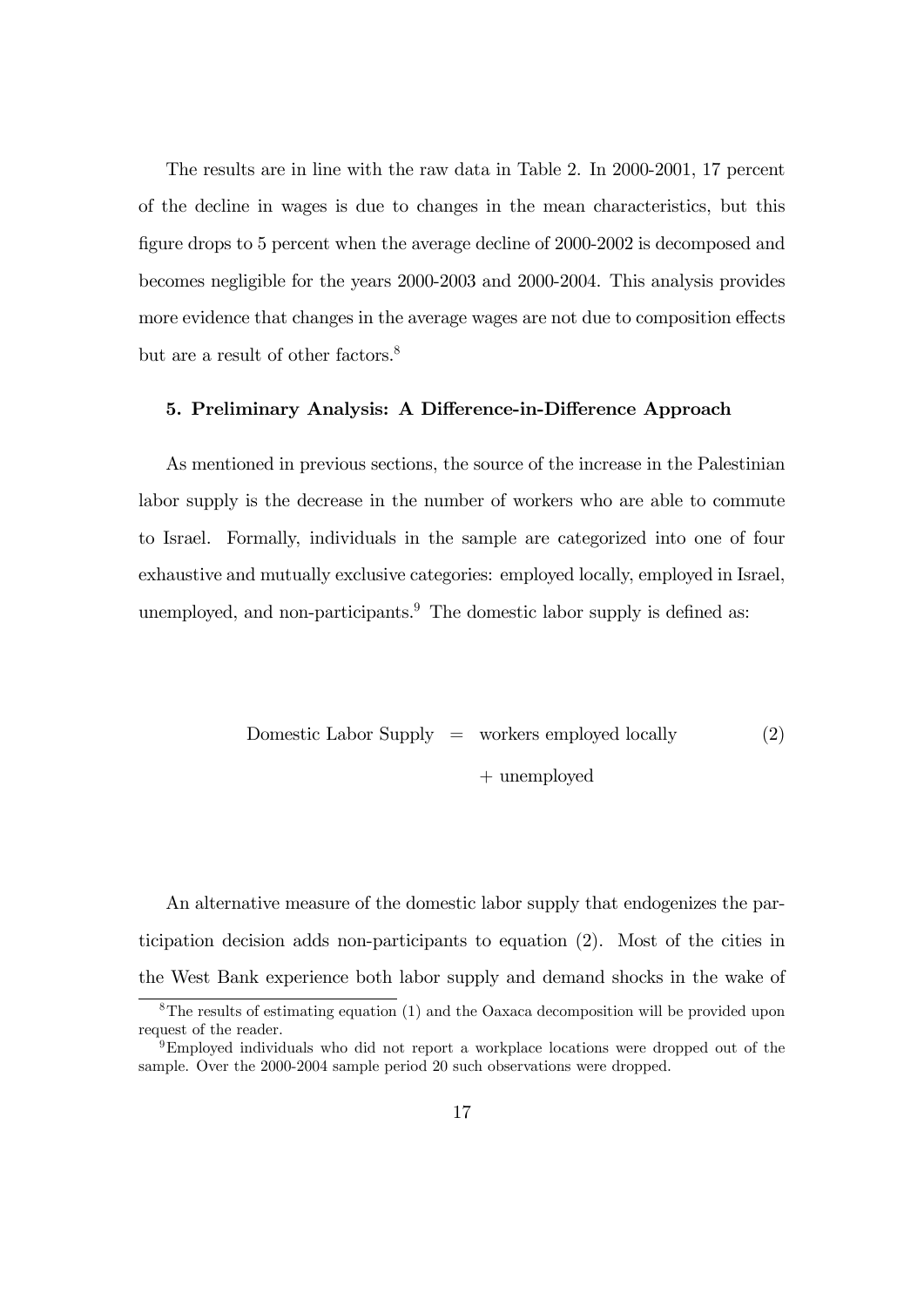The results are in line with the raw data in Table 2. In 2000-2001, 17 percent of the decline in wages is due to changes in the mean characteristics, but this figure drops to 5 percent when the average decline of 2000-2002 is decomposed and becomes negligible for the years 2000-2003 and 2000-2004. This analysis provides more evidence that changes in the average wages are not due to composition effects but are a result of other factors.[8]

### 5. Preliminary Analysis: A Difference-in-Difference Approach

As mentioned in previous sections, the source of the increase in the Palestinian labor supply is the decrease in the number of workers who are able to commute to Israel. Formally, individuals in the sample are categorized into one of four exhaustive and mutually exclusive categories: employed locally, employed in Israel, unemployed, and non-participants.[9] The domestic labor supply is defined as:

$$\begin{aligned} \text{Domestic Labor Supply} &= \text{workers employed locally} \\ &\quad + \text{unemployed} \end{aligned} \tag{2}$$

An alternative measure of the domestic labor supply that endogenizes the participation decision adds non-participants to equation (2). Most of the cities in the West Bank experience both labor supply and demand shocks in the wake of

[8] The results of estimating equation (1) and the Oaxaca decomposition will be provided upon request of the reader.

[9] Employed individuals who did not report a workplace locations were dropped out of the sample. Over the 2000-2004 sample period 20 such observations were dropped.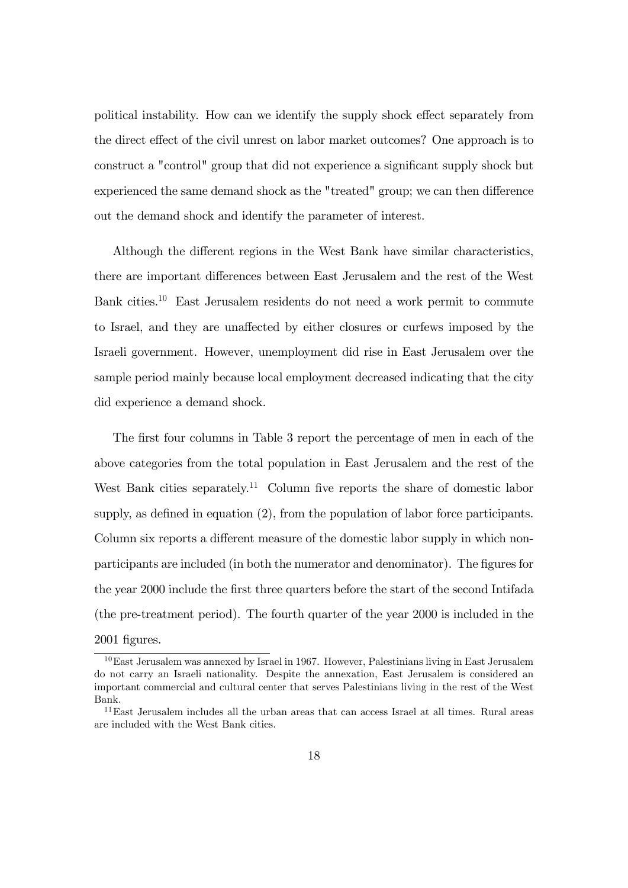political instability. How can we identify the supply shock effect separately from the direct effect of the civil unrest on labor market outcomes? One approach is to construct a "control" group that did not experience a significant supply shock but experienced the same demand shock as the "treated" group; we can then difference out the demand shock and identify the parameter of interest.

Although the different regions in the West Bank have similar characteristics, there are important differences between East Jerusalem and the rest of the West Bank cities.[10] East Jerusalem residents do not need a work permit to commute to Israel, and they are unaffected by either closures or curfews imposed by the Israeli government. However, unemployment did rise in East Jerusalem over the sample period mainly because local employment decreased indicating that the city did experience a demand shock.

The first four columns in Table 3 report the percentage of men in each of the above categories from the total population in East Jerusalem and the rest of the West Bank cities separately.[11] Column five reports the share of domestic labor supply, as defined in equation (2), from the population of labor force participants. Column six reports a different measure of the domestic labor supply in which non-participants are included (in both the numerator and denominator). The figures for the year 2000 include the first three quarters before the start of the second Intifada (the pre-treatment period). The fourth quarter of the year 2000 is included in the 2001 figures.

[10] East Jerusalem was annexed by Israel in 1967. However, Palestinians living in East Jerusalem do not carry an Israeli nationality. Despite the annexation, East Jerusalem is considered an important commercial and cultural center that serves Palestinians living in the rest of the West Bank.

[11] East Jerusalem includes all the urban areas that can access Israel at all times. Rural areas are included with the West Bank cities.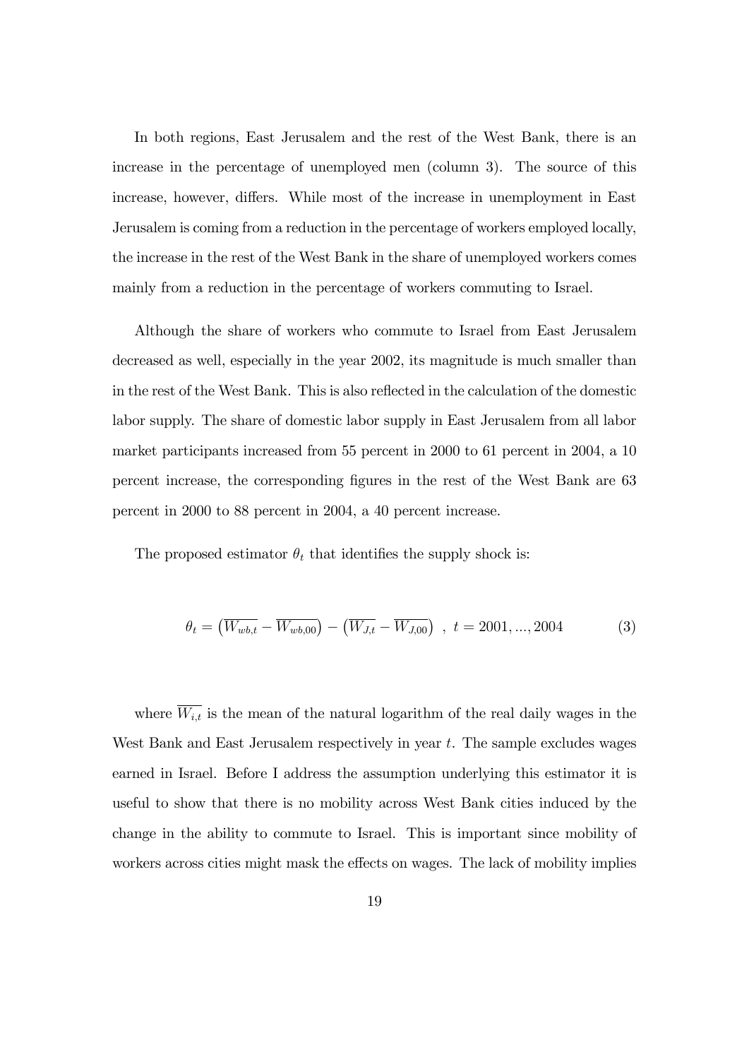In both regions, East Jerusalem and the rest of the West Bank, there is an increase in the percentage of unemployed men (column 3). The source of this increase, however, differs. While most of the increase in unemployment in East Jerusalem is coming from a reduction in the percentage of workers employed locally, the increase in the rest of the West Bank in the share of unemployed workers comes mainly from a reduction in the percentage of workers commuting to Israel.

Although the share of workers who commute to Israel from East Jerusalem decreased as well, especially in the year 2002, its magnitude is much smaller than in the rest of the West Bank. This is also reflected in the calculation of the domestic labor supply. The share of domestic labor supply in East Jerusalem from all labor market participants increased from 55 percent in 2000 to 61 percent in 2004, a 10 percent increase, the corresponding figures in the rest of the West Bank are 63 percent in 2000 to 88 percent in 2004, a 40 percent increase.

The proposed estimator $\theta_t$ that identifies the supply shock is:

$$\theta_t = \left(\overline{W_{wb,t}} - \overline{W_{wb,00}}\right) - \left(\overline{W_{J,t}} - \overline{W_{J,00}}\right) \ , \ t = 2001, ..., 2004 \tag{3}$$

where $\overline{W_{i,t}}$ is the mean of the natural logarithm of the real daily wages in the West Bank and East Jerusalem respectively in year $t$. The sample excludes wages earned in Israel. Before I address the assumption underlying this estimator it is useful to show that there is no mobility across West Bank cities induced by the change in the ability to commute to Israel. This is important since mobility of workers across cities might mask the effects on wages. The lack of mobility implies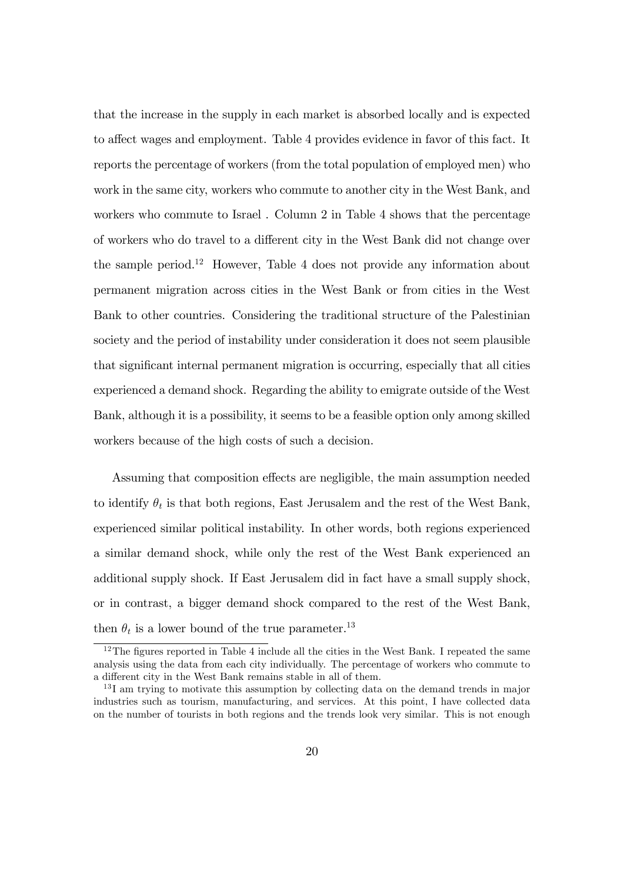that the increase in the supply in each market is absorbed locally and is expected to affect wages and employment. Table 4 provides evidence in favor of this fact. It reports the percentage of workers (from the total population of employed men) who work in the same city, workers who commute to another city in the West Bank, and workers who commute to Israel . Column 2 in Table 4 shows that the percentage of workers who do travel to a different city in the West Bank did not change over the sample period.[12] However, Table 4 does not provide any information about permanent migration across cities in the West Bank or from cities in the West Bank to other countries. Considering the traditional structure of the Palestinian society and the period of instability under consideration it does not seem plausible that significant internal permanent migration is occurring, especially that all cities experienced a demand shock. Regarding the ability to emigrate outside of the West Bank, although it is a possibility, it seems to be a feasible option only among skilled workers because of the high costs of such a decision.

Assuming that composition effects are negligible, the main assumption needed to identify $\theta_t$ is that both regions, East Jerusalem and the rest of the West Bank, experienced similar political instability. In other words, both regions experienced a similar demand shock, while only the rest of the West Bank experienced an additional supply shock. If East Jerusalem did in fact have a small supply shock, or in contrast, a bigger demand shock compared to the rest of the West Bank, then $\theta_t$ is a lower bound of the true parameter.[13]

[12] The figures reported in Table 4 include all the cities in the West Bank. I repeated the same analysis using the data from each city individually. The percentage of workers who commute to a different city in the West Bank remains stable in all of them.

[13] I am trying to motivate this assumption by collecting data on the demand trends in major industries such as tourism, manufacturing, and services. At this point, I have collected data on the number of tourists in both regions and the trends look very similar. This is not enough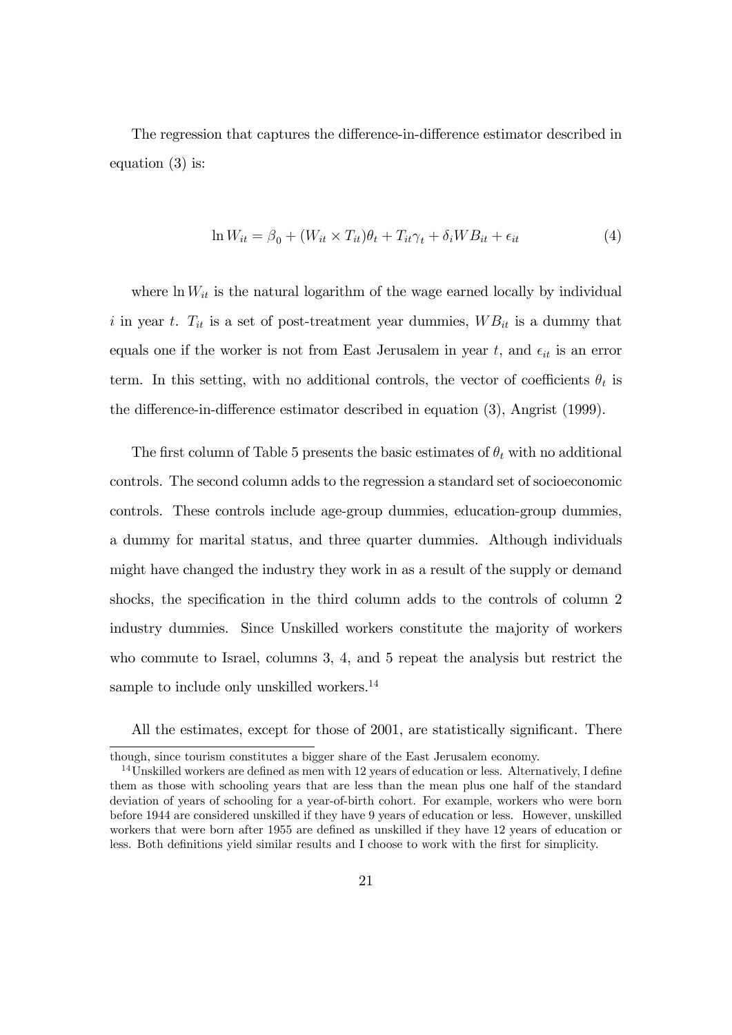The regression that captures the difference-in-difference estimator described in equation (3) is:

$$\ln W_{it} = \beta_0 + (W_{it} \times T_{it})\theta_t + T_{it}\gamma_t + \delta_i WB_{it} + \epsilon_{it} \tag{4}$$

where $\ln W_{it}$ is the natural logarithm of the wage earned locally by individual $i$ in year $t$. $T_{it}$ is a set of post-treatment year dummies, $WB_{it}$ is a dummy that equals one if the worker is not from East Jerusalem in year $t$, and $\epsilon_{it}$ is an error term. In this setting, with no additional controls, the vector of coefficients $\theta_t$ is the difference-in-difference estimator described in equation (3), Angrist (1999).

The first column of Table 5 presents the basic estimates of $\theta_t$ with no additional controls. The second column adds to the regression a standard set of socioeconomic controls. These controls include age-group dummies, education-group dummies, a dummy for marital status, and three quarter dummies. Although individuals might have changed the industry they work in as a result of the supply or demand shocks, the specification in the third column adds to the controls of column 2 industry dummies. Since Unskilled workers constitute the majority of workers who commute to Israel, columns 3, 4, and 5 repeat the analysis but restrict the sample to include only unskilled workers.[14]

All the estimates, except for those of 2001, are statistically significant. There

---

though, since tourism constitutes a bigger share of the East Jerusalem economy.

[14] Unskilled workers are defined as men with 12 years of education or less. Alternatively, I define them as those with schooling years that are less than the mean plus one half of the standard deviation of years of schooling for a year-of-birth cohort. For example, workers who were born before 1944 are considered unskilled if they have 9 years of education or less. However, unskilled workers that were born after 1955 are defined as unskilled if they have 12 years of education or less. Both definitions yield similar results and I choose to work with the first for simplicity.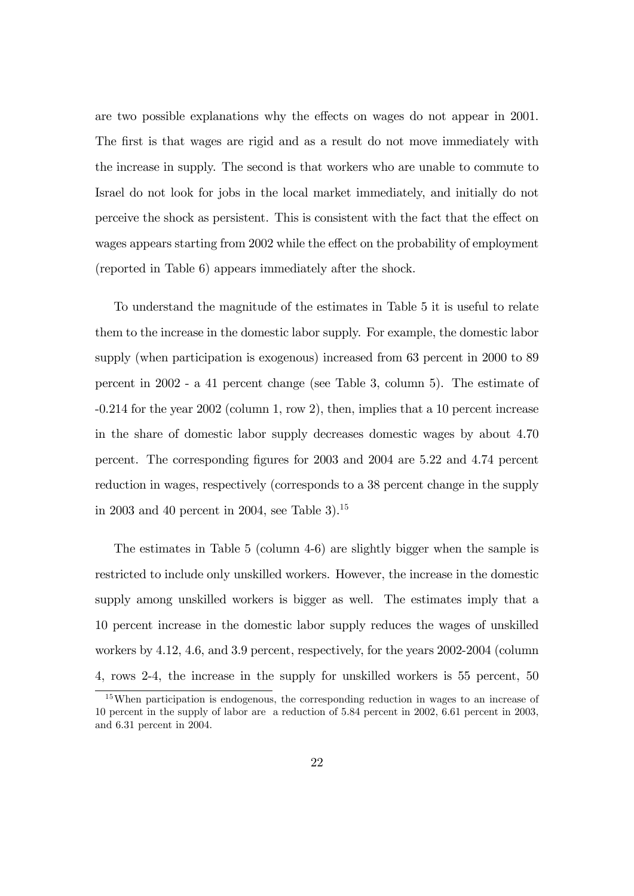are two possible explanations why the effects on wages do not appear in 2001. The first is that wages are rigid and as a result do not move immediately with the increase in supply. The second is that workers who are unable to commute to Israel do not look for jobs in the local market immediately, and initially do not perceive the shock as persistent. This is consistent with the fact that the effect on wages appears starting from 2002 while the effect on the probability of employment (reported in Table 6) appears immediately after the shock.

To understand the magnitude of the estimates in Table 5 it is useful to relate them to the increase in the domestic labor supply. For example, the domestic labor supply (when participation is exogenous) increased from 63 percent in 2000 to 89 percent in 2002 - a 41 percent change (see Table 3, column 5). The estimate of -0.214 for the year 2002 (column 1, row 2), then, implies that a 10 percent increase in the share of domestic labor supply decreases domestic wages by about 4.70 percent. The corresponding figures for 2003 and 2004 are 5.22 and 4.74 percent reduction in wages, respectively (corresponds to a 38 percent change in the supply in 2003 and 40 percent in 2004, see Table 3).[15]

The estimates in Table 5 (column 4-6) are slightly bigger when the sample is restricted to include only unskilled workers. However, the increase in the domestic supply among unskilled workers is bigger as well. The estimates imply that a 10 percent increase in the domestic labor supply reduces the wages of unskilled workers by 4.12, 4.6, and 3.9 percent, respectively, for the years 2002-2004 (column 4, rows 2-4, the increase in the supply for unskilled workers is 55 percent, 50

[15] When participation is endogenous, the corresponding reduction in wages to an increase of 10 percent in the supply of labor are a reduction of 5.84 percent in 2002, 6.61 percent in 2003, and 6.31 percent in 2004.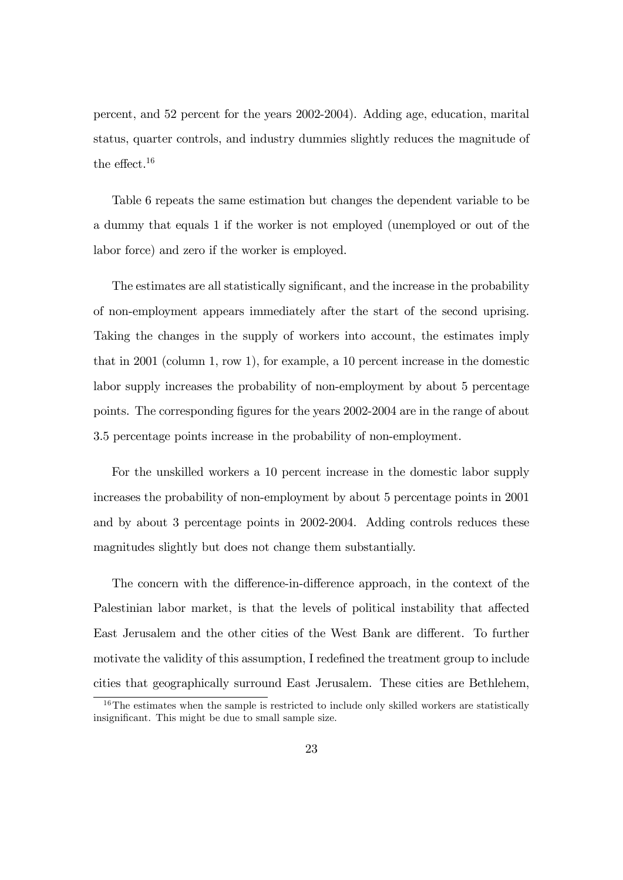percent, and 52 percent for the years 2002-2004). Adding age, education, marital status, quarter controls, and industry dummies slightly reduces the magnitude of the effect.[16]

Table 6 repeats the same estimation but changes the dependent variable to be a dummy that equals 1 if the worker is not employed (unemployed or out of the labor force) and zero if the worker is employed.

The estimates are all statistically significant, and the increase in the probability of non-employment appears immediately after the start of the second uprising. Taking the changes in the supply of workers into account, the estimates imply that in 2001 (column 1, row 1), for example, a 10 percent increase in the domestic labor supply increases the probability of non-employment by about 5 percentage points. The corresponding figures for the years 2002-2004 are in the range of about 3.5 percentage points increase in the probability of non-employment.

For the unskilled workers a 10 percent increase in the domestic labor supply increases the probability of non-employment by about 5 percentage points in 2001 and by about 3 percentage points in 2002-2004. Adding controls reduces these magnitudes slightly but does not change them substantially.

The concern with the difference-in-difference approach, in the context of the Palestinian labor market, is that the levels of political instability that affected East Jerusalem and the other cities of the West Bank are different. To further motivate the validity of this assumption, I redefined the treatment group to include cities that geographically surround East Jerusalem. These cities are Bethlehem,

[16] The estimates when the sample is restricted to include only skilled workers are statistically insignificant. This might be due to small sample size.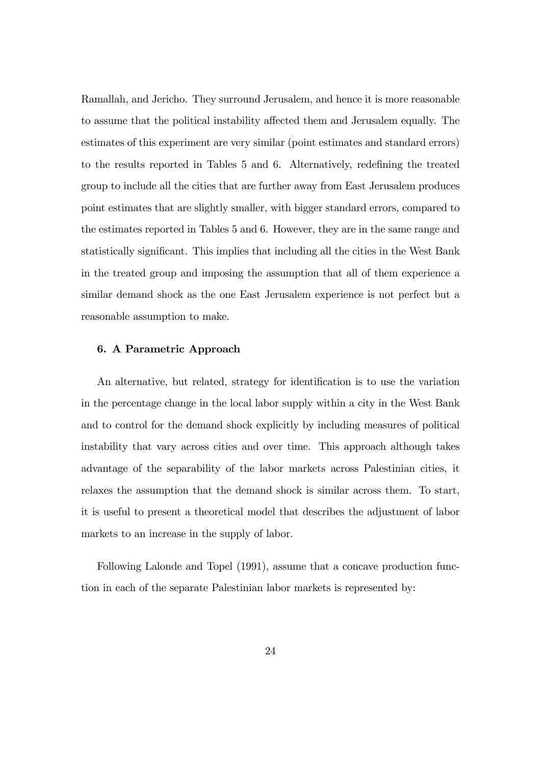Ramallah, and Jericho. They surround Jerusalem, and hence it is more reasonable to assume that the political instability affected them and Jerusalem equally. The estimates of this experiment are very similar (point estimates and standard errors) to the results reported in Tables 5 and 6. Alternatively, redefining the treated group to include all the cities that are further away from East Jerusalem produces point estimates that are slightly smaller, with bigger standard errors, compared to the estimates reported in Tables 5 and 6. However, they are in the same range and statistically significant. This implies that including all the cities in the West Bank in the treated group and imposing the assumption that all of them experience a similar demand shock as the one East Jerusalem experience is not perfect but a reasonable assumption to make.

### 6. A Parametric Approach

An alternative, but related, strategy for identification is to use the variation in the percentage change in the local labor supply within a city in the West Bank and to control for the demand shock explicitly by including measures of political instability that vary across cities and over time. This approach although takes advantage of the separability of the labor markets across Palestinian cities, it relaxes the assumption that the demand shock is similar across them. To start, it is useful to present a theoretical model that describes the adjustment of labor markets to an increase in the supply of labor.

Following Lalonde and Topel (1991), assume that a concave production function in each of the separate Palestinian labor markets is represented by: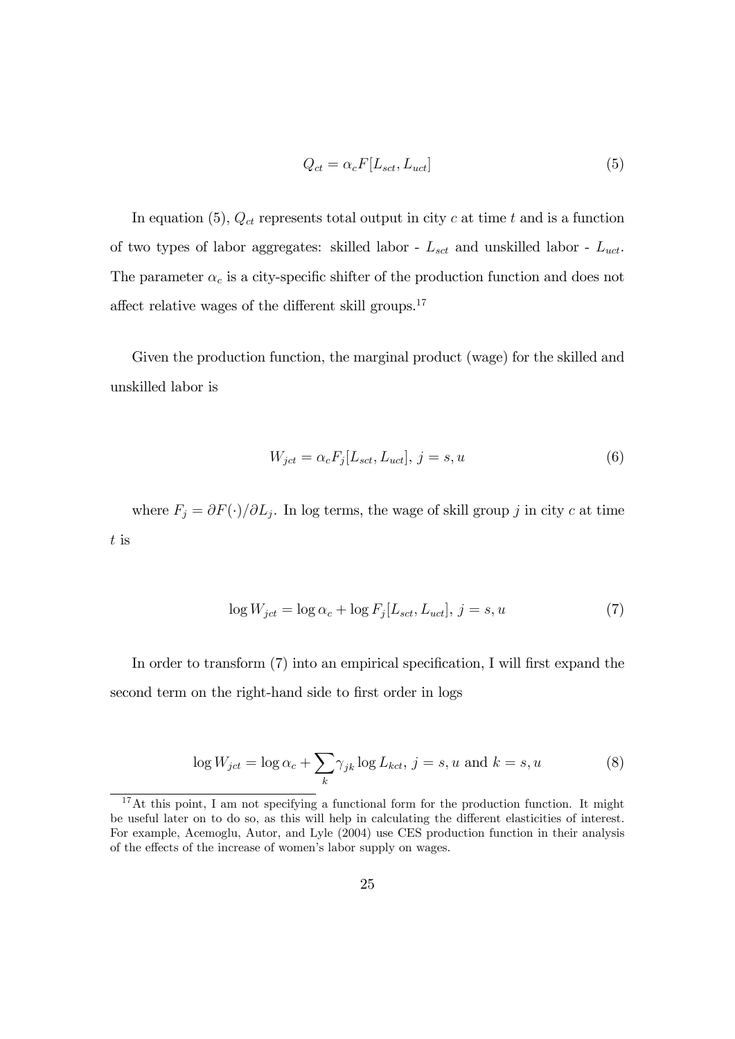$$Q_{ct} = \alpha_c F[L_{sct}, L_{uct}] \tag{5}$$

In equation (5), $Q_{ct}$ represents total output in city $c$ at time $t$ and is a function of two types of labor aggregates: skilled labor - $L_{sct}$ and unskilled labor - $L_{uct}$. The parameter $\alpha_c$ is a city-specific shifter of the production function and does not affect relative wages of the different skill groups.[17]

Given the production function, the marginal product (wage) for the skilled and unskilled labor is

$$W_{jct} = \alpha_c F_j[L_{sct}, L_{uct}],\ j = s, u \tag{6}$$

where $F_j = \partial F(\cdot)/\partial L_j$. In log terms, the wage of skill group $j$ in city $c$ at time $t$ is

$$\log W_{jct} = \log \alpha_c + \log F_j[L_{sct}, L_{uct}],\ j = s, u \tag{7}$$

In order to transform (7) into an empirical specification, I will first expand the second term on the right-hand side to first order in logs

$$\log W_{jct} = \log \alpha_c + \sum_k \gamma_{jk} \log L_{kct},\ j = s, u \text{ and } k = s, u \tag{8}$$

[17] At this point, I am not specifying a functional form for the production function. It might be useful later on to do so, as this will help in calculating the different elasticities of interest. For example, Acemoglu, Autor, and Lyle (2004) use CES production function in their analysis of the effects of the increase of women's labor supply on wages.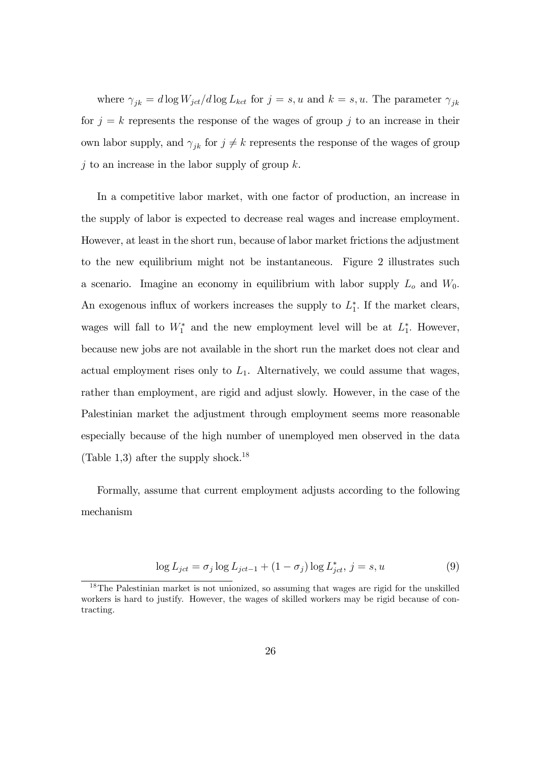where $\gamma_{jk} = d \log W_{jct}/d \log L_{kct}$ for $j = s, u$ and $k = s, u$. The parameter $\gamma_{jk}$ for $j = k$ represents the response of the wages of group $j$ to an increase in their own labor supply, and $\gamma_{jk}$ for $j \neq k$ represents the response of the wages of group $j$ to an increase in the labor supply of group $k$.

In a competitive labor market, with one factor of production, an increase in the supply of labor is expected to decrease real wages and increase employment. However, at least in the short run, because of labor market frictions the adjustment to the new equilibrium might not be instantaneous. Figure 2 illustrates such a scenario. Imagine an economy in equilibrium with labor supply $L_o$ and $W_0$. An exogenous influx of workers increases the supply to $L_1^*$. If the market clears, wages will fall to $W_1^*$ and the new employment level will be at $L_1^*$. However, because new jobs are not available in the short run the market does not clear and actual employment rises only to $L_1$. Alternatively, we could assume that wages, rather than employment, are rigid and adjust slowly. However, in the case of the Palestinian market the adjustment through employment seems more reasonable especially because of the high number of unemployed men observed in the data (Table 1,3) after the supply shock.[18]

Formally, assume that current employment adjusts according to the following mechanism

$$\log L_{jct} = \sigma_j \log L_{jct-1} + (1 - \sigma_j) \log L_{jct}^*, \; j = s, u \tag{9}$$

[18] The Palestinian market is not unionized, so assuming that wages are rigid for the unskilled workers is hard to justify. However, the wages of skilled workers may be rigid because of contracting.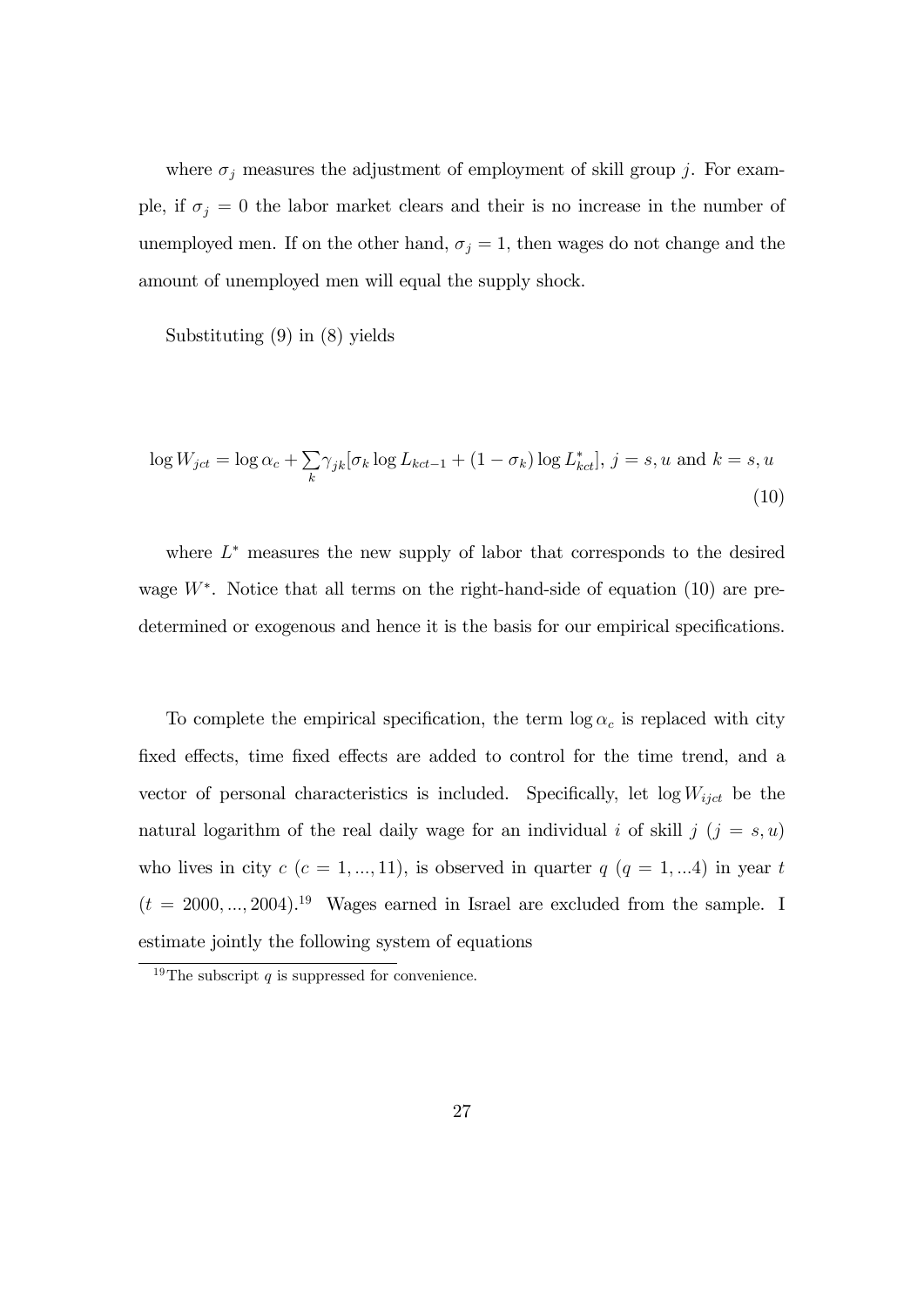where $\sigma_j$ measures the adjustment of employment of skill group $j$. For example, if $\sigma_j = 0$ the labor market clears and their is no increase in the number of unemployed men. If on the other hand, $\sigma_j = 1$, then wages do not change and the amount of unemployed men will equal the supply shock.

Substituting (9) in (8) yields

$$\log W_{jct} = \log \alpha_c + \sum_k \gamma_{jk}[\sigma_k \log L_{kct-1} + (1 - \sigma_k) \log L^*_{kct}], \; j = s, u \text{ and } k = s, u \tag{10}$$

where $L^*$ measures the new supply of labor that corresponds to the desired wage $W^*$. Notice that all terms on the right-hand-side of equation (10) are predetermined or exogenous and hence it is the basis for our empirical specifications.

To complete the empirical specification, the term $\log \alpha_c$ is replaced with city fixed effects, time fixed effects are added to control for the time trend, and a vector of personal characteristics is included. Specifically, let $\log W_{ijct}$ be the natural logarithm of the real daily wage for an individual $i$ of skill $j$ ($j = s, u$) who lives in city $c$ ($c = 1, ..., 11$), is observed in quarter $q$ ($q = 1, ...4$) in year $t$ ($t = 2000, ..., 2004$).[19] Wages earned in Israel are excluded from the sample. I estimate jointly the following system of equations

[19] The subscript $q$ is suppressed for convenience.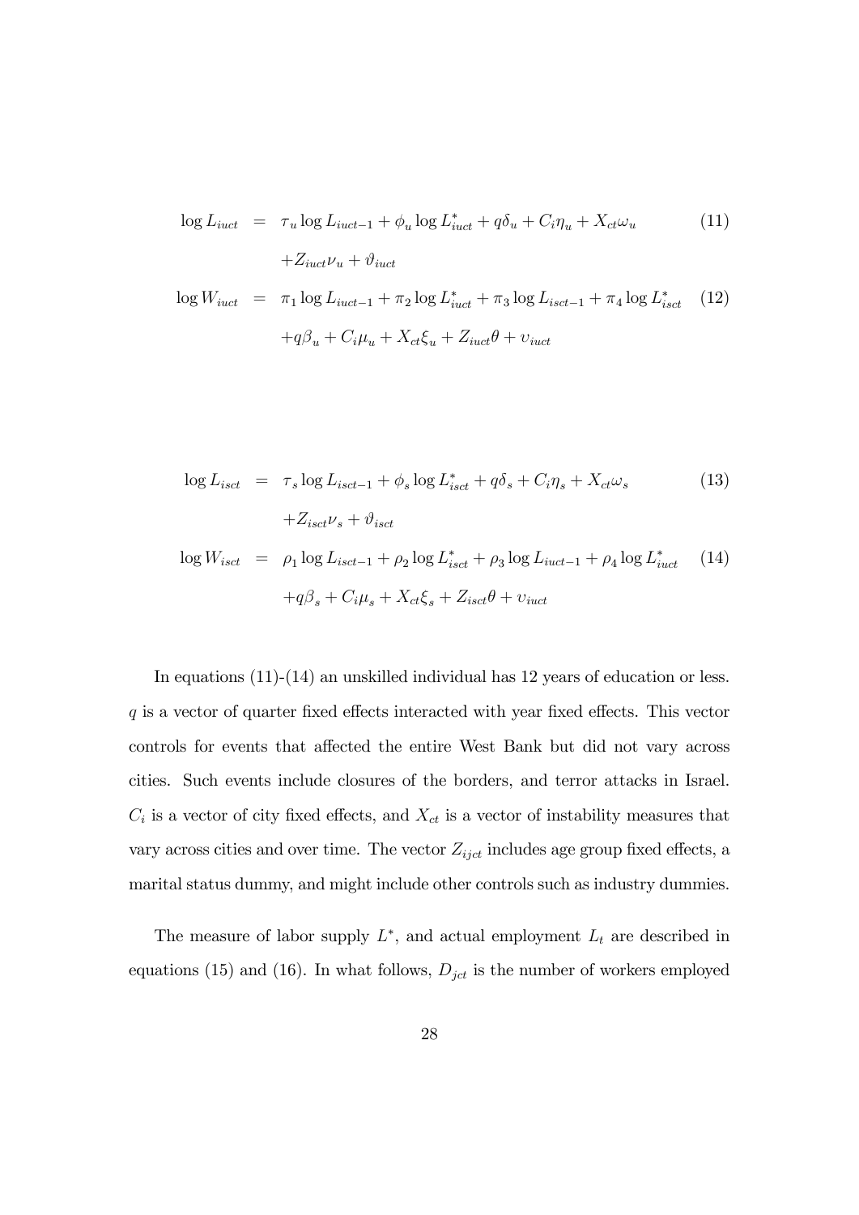$$
\begin{aligned}
\log L_{iuct} &= \tau_u \log L_{iuct-1} + \phi_u \log L^*_{iuct} + q\delta_u + C_i\eta_u + X_{ct}\omega_u \\
&\quad + Z_{iuct}\nu_u + \vartheta_{iuct}
\end{aligned} \tag{11}
$$

$$
\begin{aligned}
\log W_{iuct} &= \pi_1 \log L_{iuct-1} + \pi_2 \log L^*_{iuct} + \pi_3 \log L_{isct-1} + \pi_4 \log L^*_{isct} \\
&\quad + q\beta_u + C_i\mu_u + X_{ct}\xi_u + Z_{iuct}\theta + \upsilon_{iuct}
\end{aligned} \tag{12}
$$

$$
\begin{aligned}
\log L_{isct} &= \tau_s \log L_{isct-1} + \phi_s \log L^*_{isct} + q\delta_s + C_i\eta_s + X_{ct}\omega_s \\
&\quad + Z_{isct}\nu_s + \vartheta_{isct}
\end{aligned} \tag{13}
$$

$$
\begin{aligned}
\log W_{isct} &= \rho_1 \log L_{isct-1} + \rho_2 \log L^*_{isct} + \rho_3 \log L_{iuct-1} + \rho_4 \log L^*_{iuct} \\
&\quad + q\beta_s + C_i\mu_s + X_{ct}\xi_s + Z_{isct}\theta + \upsilon_{iuct}
\end{aligned} \tag{14}
$$

In equations (11)-(14) an unskilled individual has 12 years of education or less. $q$ is a vector of quarter fixed effects interacted with year fixed effects. This vector controls for events that affected the entire West Bank but did not vary across cities. Such events include closures of the borders, and terror attacks in Israel. $C_i$ is a vector of city fixed effects, and $X_{ct}$ is a vector of instability measures that vary across cities and over time. The vector $Z_{ijct}$ includes age group fixed effects, a marital status dummy, and might include other controls such as industry dummies.

The measure of labor supply $L^*$, and actual employment $L_t$ are described in equations (15) and (16). In what follows, $D_{jct}$ is the number of workers employed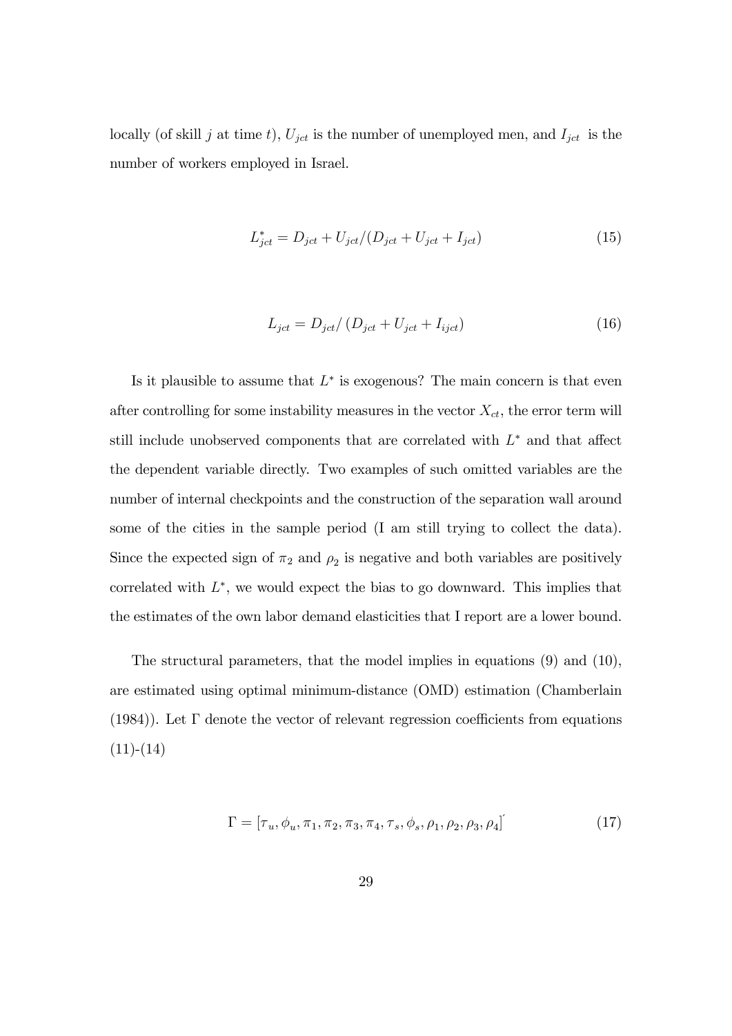locally (of skill $j$ at time $t$), $U_{jct}$ is the number of unemployed men, and $I_{jct}$ is the number of workers employed in Israel.

$$L^*_{jct} = D_{jct} + U_{jct}/(D_{jct} + U_{jct} + I_{jct}) \tag{15}$$

$$L_{jct} = D_{jct}/\left(D_{jct} + U_{jct} + I_{ijct}\right) \tag{16}$$

Is it plausible to assume that $L^*$ is exogenous? The main concern is that even after controlling for some instability measures in the vector $X_{ct}$, the error term will still include unobserved components that are correlated with $L^*$ and that affect the dependent variable directly. Two examples of such omitted variables are the number of internal checkpoints and the construction of the separation wall around some of the cities in the sample period (I am still trying to collect the data). Since the expected sign of $\pi_2$ and $\rho_2$ is negative and both variables are positively correlated with $L^*$, we would expect the bias to go downward. This implies that the estimates of the own labor demand elasticities that I report are a lower bound.

The structural parameters, that the model implies in equations (9) and (10), are estimated using optimal minimum-distance (OMD) estimation (Chamberlain (1984)). Let $\Gamma$ denote the vector of relevant regression coefficients from equations (11)-(14)

$$\Gamma = \left[\tau_u, \phi_u, \pi_1, \pi_2, \pi_3, \pi_4, \tau_s, \phi_s, \rho_1, \rho_2, \rho_3, \rho_4\right]^{'} \tag{17}$$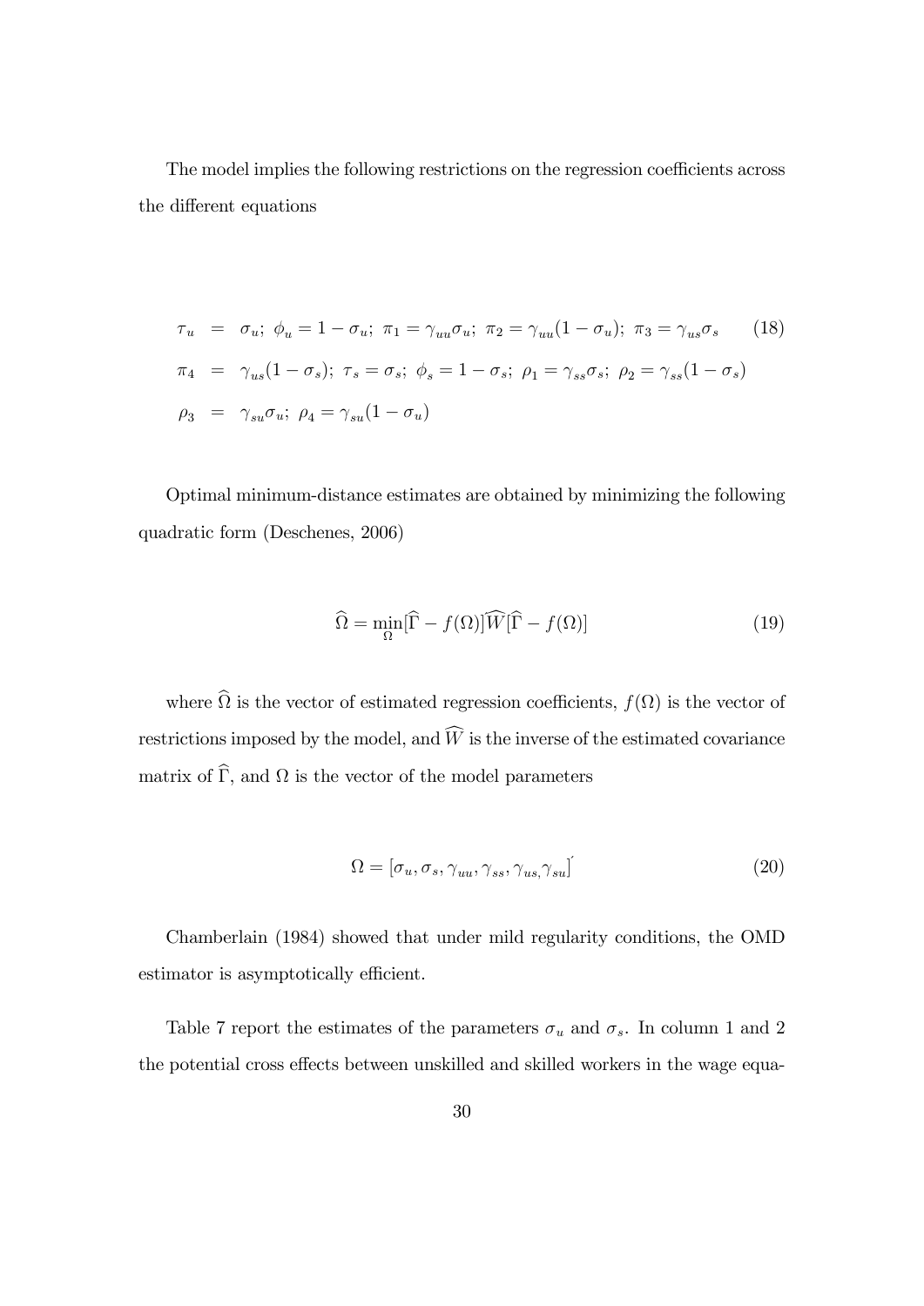The model implies the following restrictions on the regression coefficients across the different equations

$$
\begin{aligned}
\tau_u &= \sigma_u;\ \phi_u = 1 - \sigma_u;\ \pi_1 = \gamma_{uu}\sigma_u;\ \pi_2 = \gamma_{uu}(1 - \sigma_u);\ \pi_3 = \gamma_{us}\sigma_s \\
\pi_4 &= \gamma_{us}(1 - \sigma_s);\ \tau_s = \sigma_s;\ \phi_s = 1 - \sigma_s;\ \rho_1 = \gamma_{ss}\sigma_s;\ \rho_2 = \gamma_{ss}(1 - \sigma_s) \\
\rho_3 &= \gamma_{su}\sigma_u;\ \rho_4 = \gamma_{su}(1 - \sigma_u)
\end{aligned} \tag{18}
$$

Optimal minimum-distance estimates are obtained by minimizing the following quadratic form (Deschenes, 2006)

$$
\widehat{\Omega} = \min_{\Omega} [\widehat{\Gamma} - f(\Omega)] \widehat{W} [\widehat{\Gamma} - f(\Omega)] \tag{19}
$$

where $\widehat{\Omega}$ is the vector of estimated regression coefficients, $f(\Omega)$ is the vector of restrictions imposed by the model, and $\widehat{W}$ is the inverse of the estimated covariance matrix of $\widehat{\Gamma}$, and $\Omega$ is the vector of the model parameters

$$
\Omega = [\sigma_u, \sigma_s, \gamma_{uu}, \gamma_{ss}, \gamma_{us}, \gamma_{su}]' \tag{20}
$$

Chamberlain (1984) showed that under mild regularity conditions, the OMD estimator is asymptotically efficient.

Table 7 report the estimates of the parameters $\sigma_u$ and $\sigma_s$. In column 1 and 2 the potential cross effects between unskilled and skilled workers in the wage equa-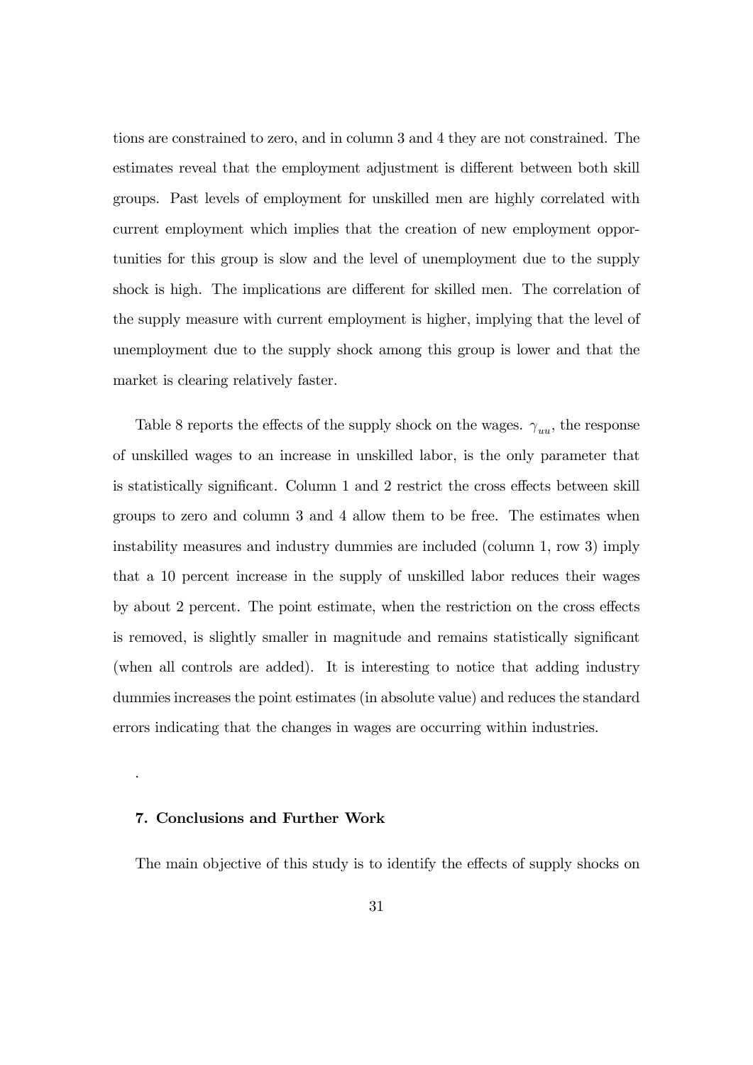tions are constrained to zero, and in column 3 and 4 they are not constrained. The estimates reveal that the employment adjustment is different between both skill groups. Past levels of employment for unskilled men are highly correlated with current employment which implies that the creation of new employment opportunities for this group is slow and the level of unemployment due to the supply shock is high. The implications are different for skilled men. The correlation of the supply measure with current employment is higher, implying that the level of unemployment due to the supply shock among this group is lower and that the market is clearing relatively faster.

Table 8 reports the effects of the supply shock on the wages. $\gamma_{uu}$, the response of unskilled wages to an increase in unskilled labor, is the only parameter that is statistically significant. Column 1 and 2 restrict the cross effects between skill groups to zero and column 3 and 4 allow them to be free. The estimates when instability measures and industry dummies are included (column 1, row 3) imply that a 10 percent increase in the supply of unskilled labor reduces their wages by about 2 percent. The point estimate, when the restriction on the cross effects is removed, is slightly smaller in magnitude and remains statistically significant (when all controls are added). It is interesting to notice that adding industry dummies increases the point estimates (in absolute value) and reduces the standard errors indicating that the changes in wages are occurring within industries.

.

### 7. Conclusions and Further Work

The main objective of this study is to identify the effects of supply shocks on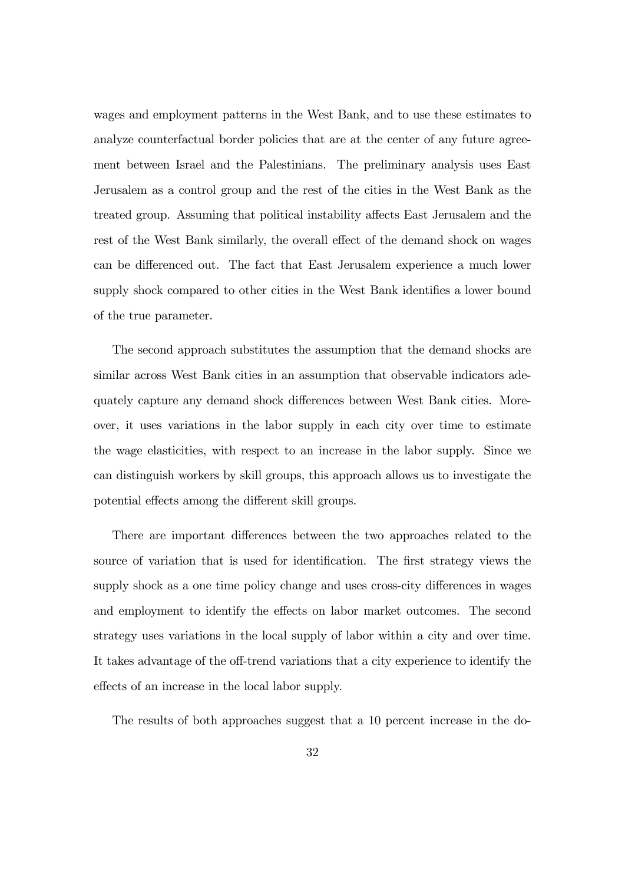wages and employment patterns in the West Bank, and to use these estimates to analyze counterfactual border policies that are at the center of any future agreement between Israel and the Palestinians. The preliminary analysis uses East Jerusalem as a control group and the rest of the cities in the West Bank as the treated group. Assuming that political instability affects East Jerusalem and the rest of the West Bank similarly, the overall effect of the demand shock on wages can be differenced out. The fact that East Jerusalem experience a much lower supply shock compared to other cities in the West Bank identifies a lower bound of the true parameter.

The second approach substitutes the assumption that the demand shocks are similar across West Bank cities in an assumption that observable indicators adequately capture any demand shock differences between West Bank cities. Moreover, it uses variations in the labor supply in each city over time to estimate the wage elasticities, with respect to an increase in the labor supply. Since we can distinguish workers by skill groups, this approach allows us to investigate the potential effects among the different skill groups.

There are important differences between the two approaches related to the source of variation that is used for identification. The first strategy views the supply shock as a one time policy change and uses cross-city differences in wages and employment to identify the effects on labor market outcomes. The second strategy uses variations in the local supply of labor within a city and over time. It takes advantage of the off-trend variations that a city experience to identify the effects of an increase in the local labor supply.

The results of both approaches suggest that a 10 percent increase in the do-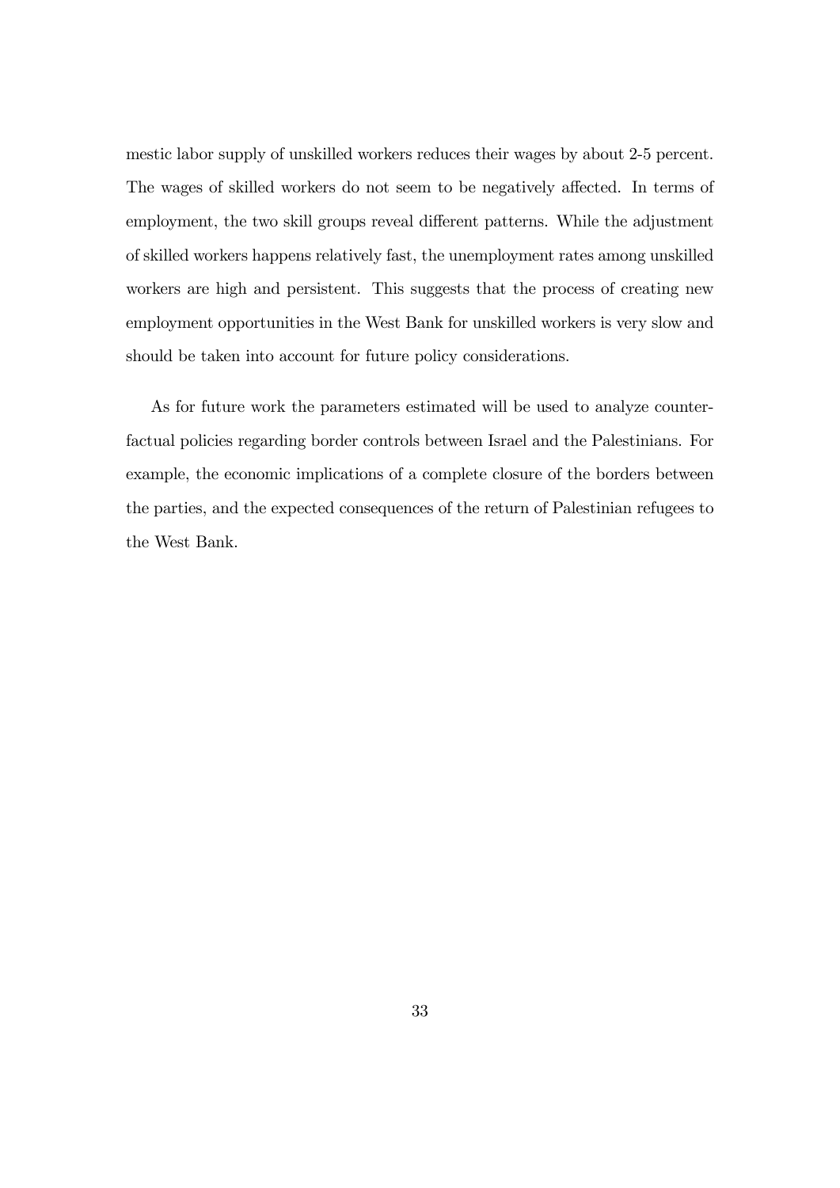mestic labor supply of unskilled workers reduces their wages by about 2-5 percent. The wages of skilled workers do not seem to be negatively affected. In terms of employment, the two skill groups reveal different patterns. While the adjustment of skilled workers happens relatively fast, the unemployment rates among unskilled workers are high and persistent. This suggests that the process of creating new employment opportunities in the West Bank for unskilled workers is very slow and should be taken into account for future policy considerations.

As for future work the parameters estimated will be used to analyze counterfactual policies regarding border controls between Israel and the Palestinians. For example, the economic implications of a complete closure of the borders between the parties, and the expected consequences of the return of Palestinian refugees to the West Bank.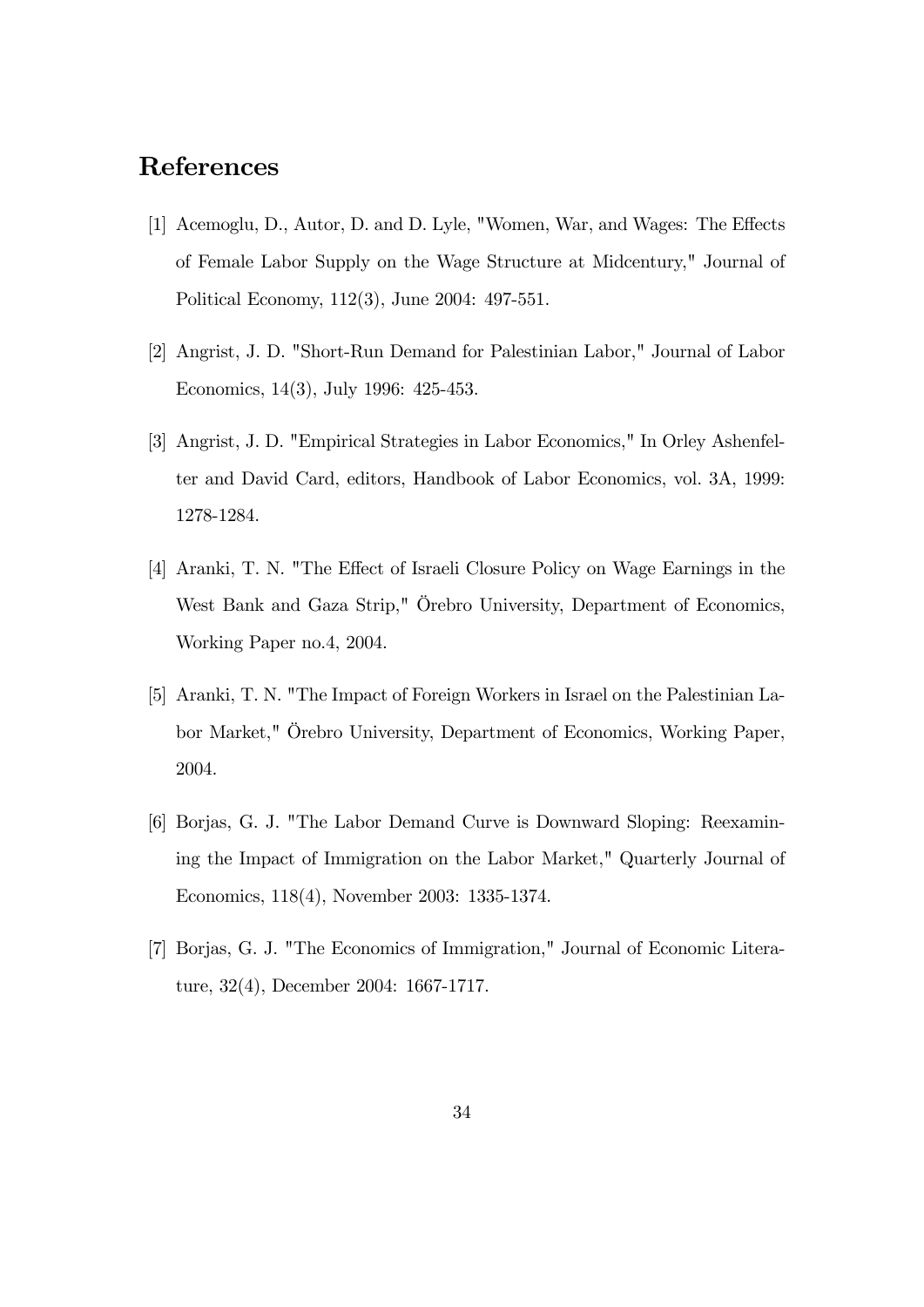## References

[1] Acemoglu, D., Autor, D. and D. Lyle, "Women, War, and Wages: The Effects of Female Labor Supply on the Wage Structure at Midcentury," Journal of Political Economy, 112(3), June 2004: 497-551.

[2] Angrist, J. D. "Short-Run Demand for Palestinian Labor," Journal of Labor Economics, 14(3), July 1996: 425-453.

[3] Angrist, J. D. "Empirical Strategies in Labor Economics," In Orley Ashenfelter and David Card, editors, Handbook of Labor Economics, vol. 3A, 1999: 1278-1284.

[4] Aranki, T. N. "The Effect of Israeli Closure Policy on Wage Earnings in the West Bank and Gaza Strip," Örebro University, Department of Economics, Working Paper no.4, 2004.

[5] Aranki, T. N. "The Impact of Foreign Workers in Israel on the Palestinian Labor Market," Örebro University, Department of Economics, Working Paper, 2004.

[6] Borjas, G. J. "The Labor Demand Curve is Downward Sloping: Reexamining the Impact of Immigration on the Labor Market," Quarterly Journal of Economics, 118(4), November 2003: 1335-1374.

[7] Borjas, G. J. "The Economics of Immigration," Journal of Economic Literature, 32(4), December 2004: 1667-1717.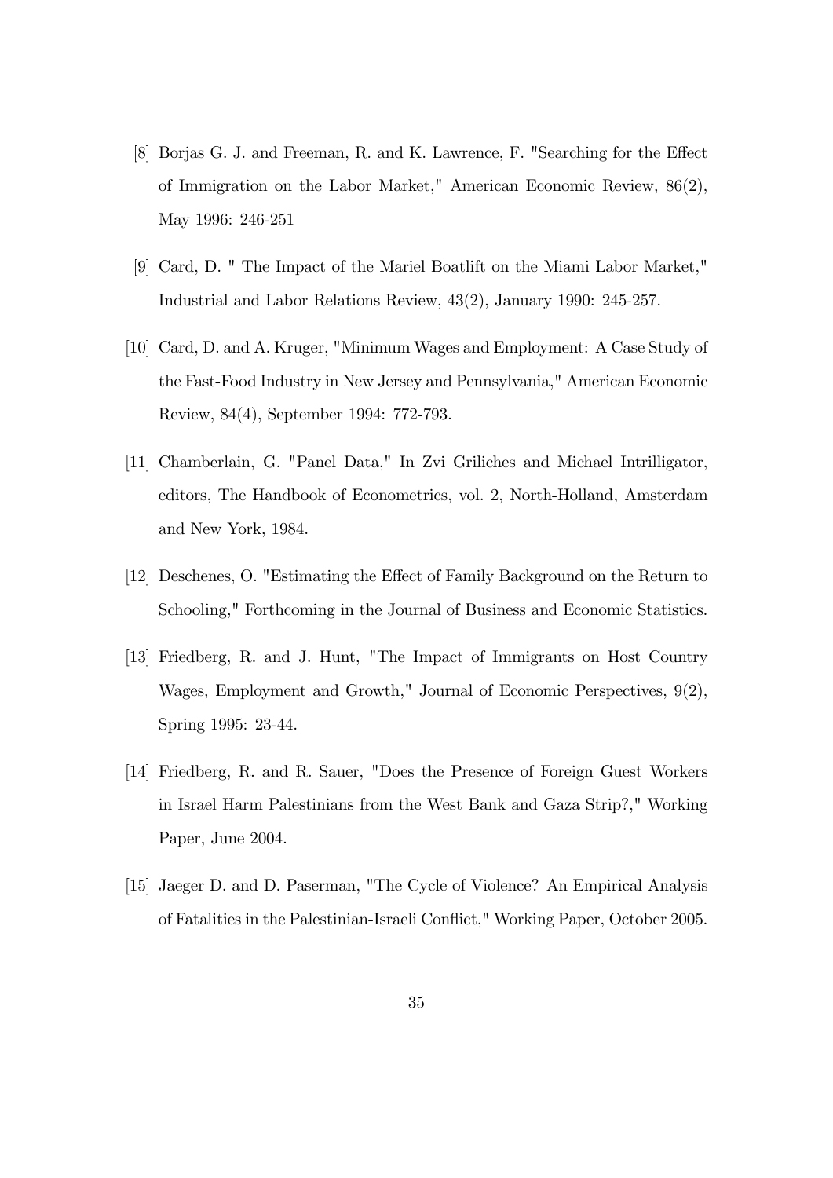[8] Borjas G. J. and Freeman, R. and K. Lawrence, F. "Searching for the Effect of Immigration on the Labor Market," American Economic Review, 86(2), May 1996: 246-251

[9] Card, D. " The Impact of the Mariel Boatlift on the Miami Labor Market," Industrial and Labor Relations Review, 43(2), January 1990: 245-257.

[10] Card, D. and A. Kruger, "Minimum Wages and Employment: A Case Study of the Fast-Food Industry in New Jersey and Pennsylvania," American Economic Review, 84(4), September 1994: 772-793.

[11] Chamberlain, G. "Panel Data," In Zvi Griliches and Michael Intrilligator, editors, The Handbook of Econometrics, vol. 2, North-Holland, Amsterdam and New York, 1984.

[12] Deschenes, O. "Estimating the Effect of Family Background on the Return to Schooling," Forthcoming in the Journal of Business and Economic Statistics.

[13] Friedberg, R. and J. Hunt, "The Impact of Immigrants on Host Country Wages, Employment and Growth," Journal of Economic Perspectives, 9(2), Spring 1995: 23-44.

[14] Friedberg, R. and R. Sauer, "Does the Presence of Foreign Guest Workers in Israel Harm Palestinians from the West Bank and Gaza Strip?," Working Paper, June 2004.

[15] Jaeger D. and D. Paserman, "The Cycle of Violence? An Empirical Analysis of Fatalities in the Palestinian-Israeli Conflict," Working Paper, October 2005.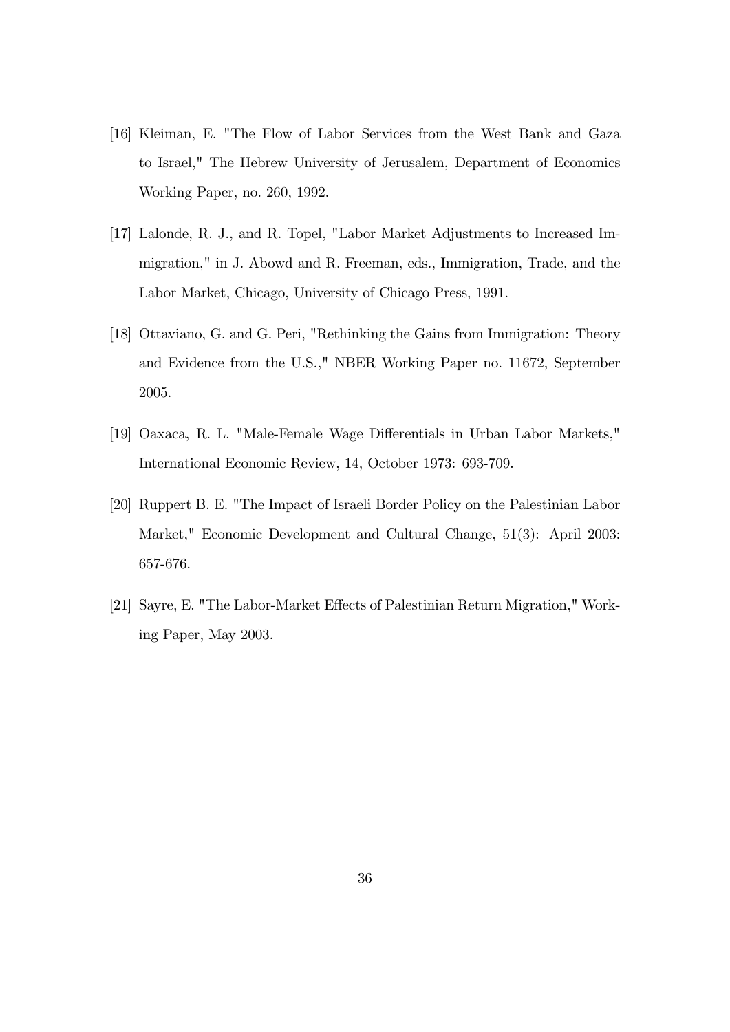[16] Kleiman, E. "The Flow of Labor Services from the West Bank and Gaza to Israel," The Hebrew University of Jerusalem, Department of Economics Working Paper, no. 260, 1992.

[17] Lalonde, R. J., and R. Topel, "Labor Market Adjustments to Increased Immigration," in J. Abowd and R. Freeman, eds., Immigration, Trade, and the Labor Market, Chicago, University of Chicago Press, 1991.

[18] Ottaviano, G. and G. Peri, "Rethinking the Gains from Immigration: Theory and Evidence from the U.S.," NBER Working Paper no. 11672, September 2005.

[19] Oaxaca, R. L. "Male-Female Wage Differentials in Urban Labor Markets," International Economic Review, 14, October 1973: 693-709.

[20] Ruppert B. E. "The Impact of Israeli Border Policy on the Palestinian Labor Market," Economic Development and Cultural Change, 51(3): April 2003: 657-676.

[21] Sayre, E. "The Labor-Market Effects of Palestinian Return Migration," Working Paper, May 2003.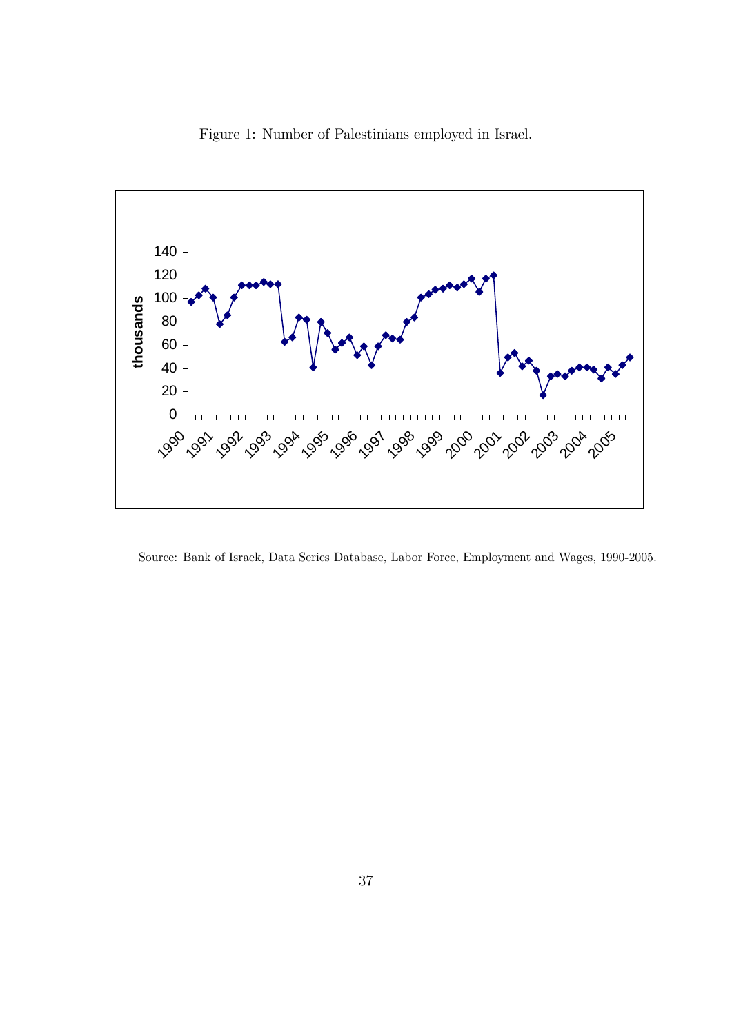Figure 1: Number of Palestinians employed in Israel.

Source: Bank of Israek, Data Series Database, Labor Force, Employment and Wages, 1990-2005.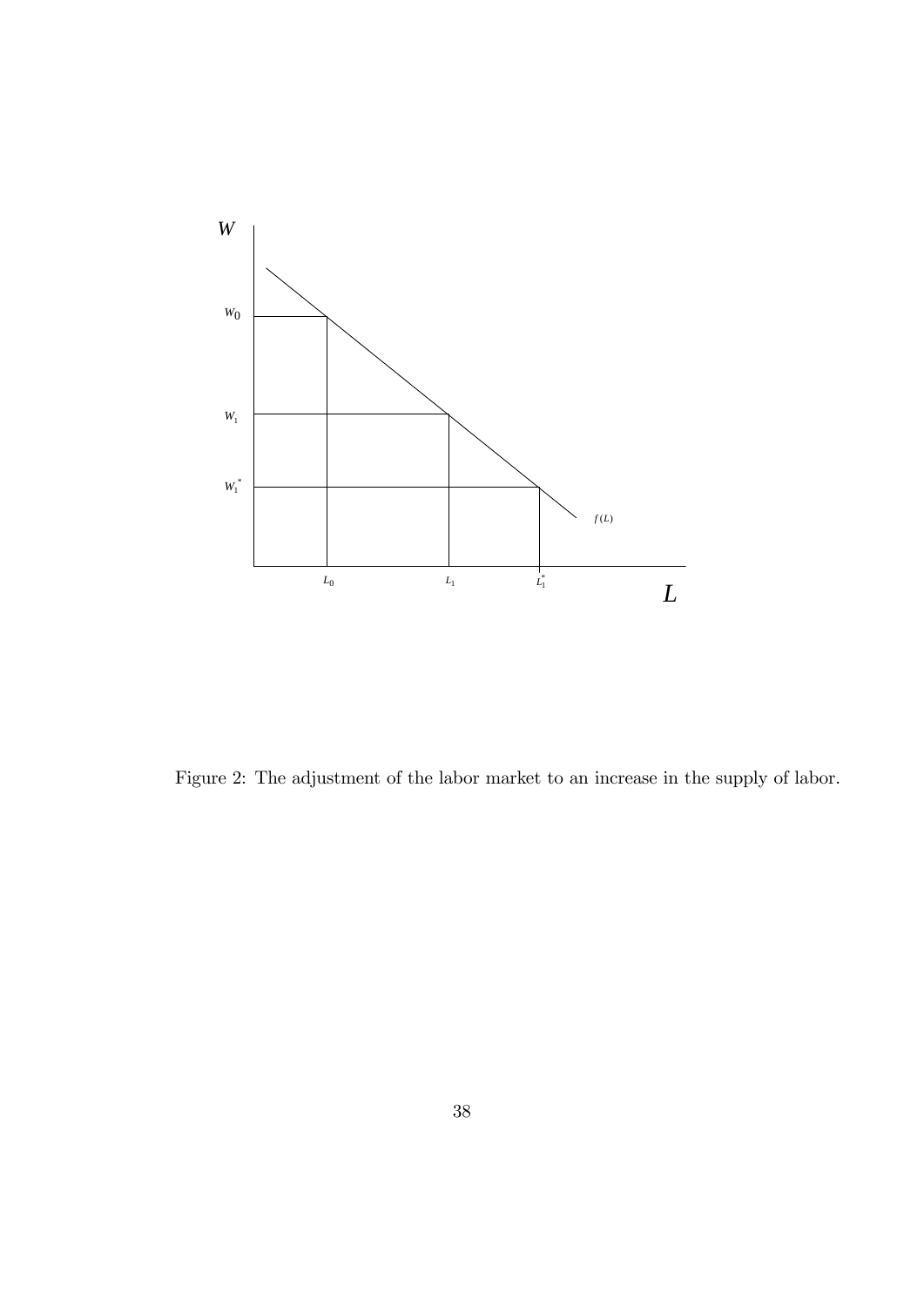Figure 2: The adjustment of the labor market to an increase in the supply of labor.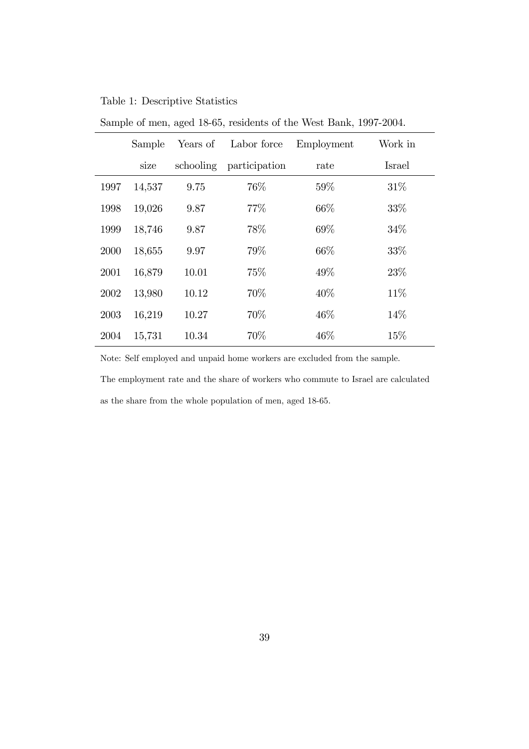Table 1: Descriptive Statistics

Sample of men, aged 18-65, residents of the West Bank, 1997-2004.

| | Sample size | Years of schooling | Labor force participation | Employment rate | Work in Israel |
|---|---|---|---|---|---|
| 1997 | 14,537 | 9.75 | 76% | 59% | 31% |
| 1998 | 19,026 | 9.87 | 77% | 66% | 33% |
| 1999 | 18,746 | 9.87 | 78% | 69% | 34% |
| 2000 | 18,655 | 9.97 | 79% | 66% | 33% |
| 2001 | 16,879 | 10.01 | 75% | 49% | 23% |
| 2002 | 13,980 | 10.12 | 70% | 40% | 11% |
| 2003 | 16,219 | 10.27 | 70% | 46% | 14% |
| 2004 | 15,731 | 10.34 | 70% | 46% | 15% |

Note: Self employed and unpaid home workers are excluded from the sample.

The employment rate and the share of workers who commute to Israel are calculated as the share from the whole population of men, aged 18-65.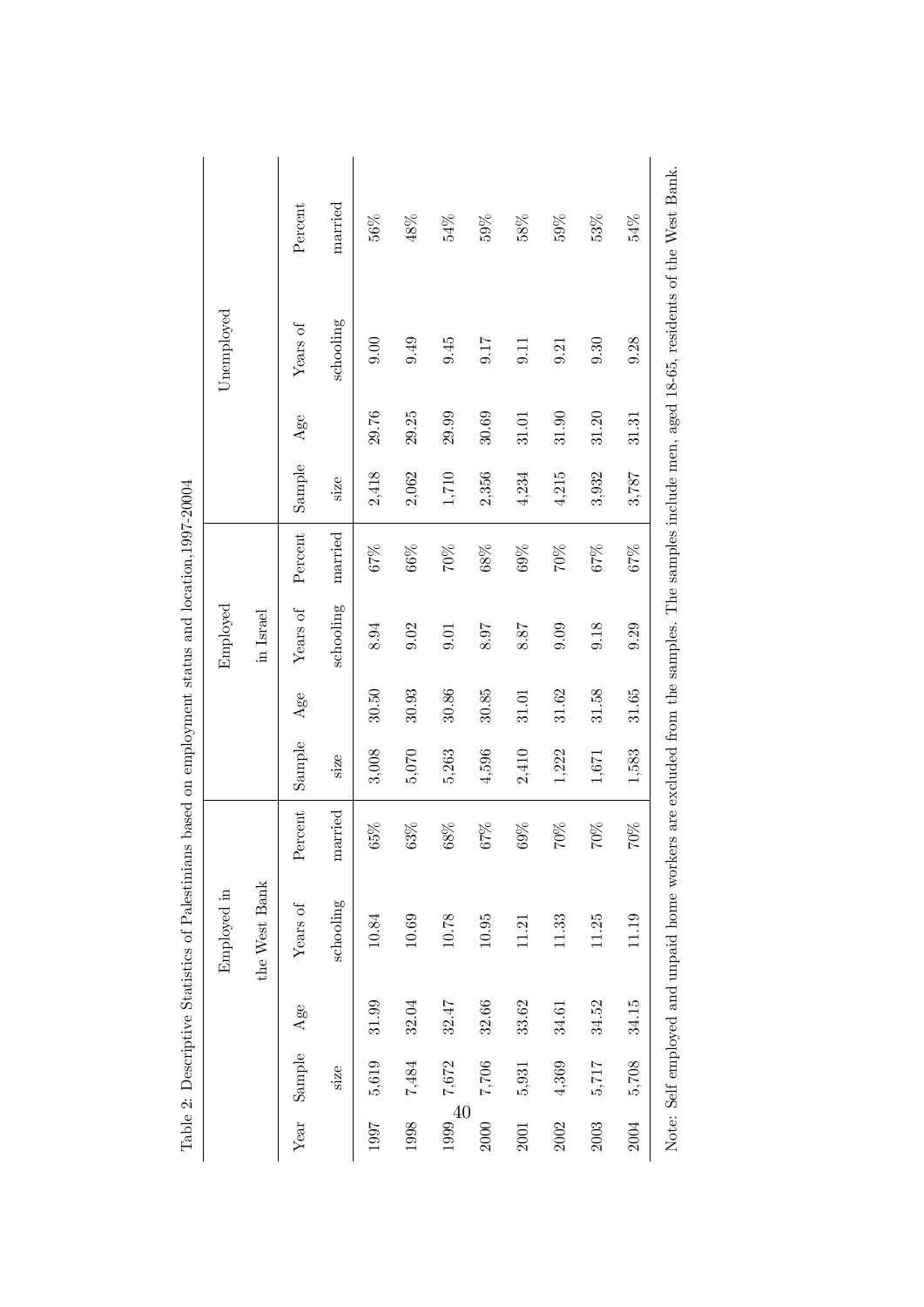Table 2: Descriptive Statistics of Palestinians based on employment status and location,1997-20004

| Year | Employed in the West Bank | | | | Employed in Israel | | | | Unemployed | | | |
|---|---|---|---|---|---|---|---|---|---|---|---|---|
| | Sample size | Age | Years of schooling | Percent married | Sample size | Age | Years of schooling | Percent married | Sample size | Age | Years of schooling | Percent married |
| 1997 | 5,619 | 31.99 | 10.84 | 65% | 3,008 | 30.50 | 8.94 | 67% | 2,418 | 29.76 | 9.00 | 56% |
| 1998 | 7,484 | 32.04 | 10.69 | 63% | 5,070 | 30.93 | 9.02 | 66% | 2,062 | 29.25 | 9.49 | 48% |
| 1999 | 7,672 | 32.47 | 10.78 | 68% | 5,263 | 30.86 | 9.01 | 70% | 1,710 | 29.99 | 9.45 | 54% |
| 2000 | 7,706 | 32.66 | 10.95 | 67% | 4,596 | 30.85 | 8.97 | 68% | 2,356 | 30.69 | 9.17 | 59% |
| 2001 | 5,931 | 33.62 | 11.21 | 69% | 2,410 | 31.01 | 8.87 | 69% | 4,234 | 31.01 | 9.11 | 58% |
| 2002 | 4,369 | 34.61 | 11.33 | 70% | 1,222 | 31.62 | 9.09 | 70% | 4,215 | 31.90 | 9.21 | 59% |
| 2003 | 5,717 | 34.52 | 11.25 | 70% | 1,671 | 31.58 | 9.18 | 67% | 3,932 | 31.20 | 9.30 | 53% |
| 2004 | 5,708 | 34.15 | 11.19 | 70% | 1,583 | 31.65 | 9.29 | 67% | 3,787 | 31.31 | 9.28 | 54% |

Note: Self employed and unpaid home workers are excluded from the samples. The samples include men, aged 18-65, residents of the West Bank.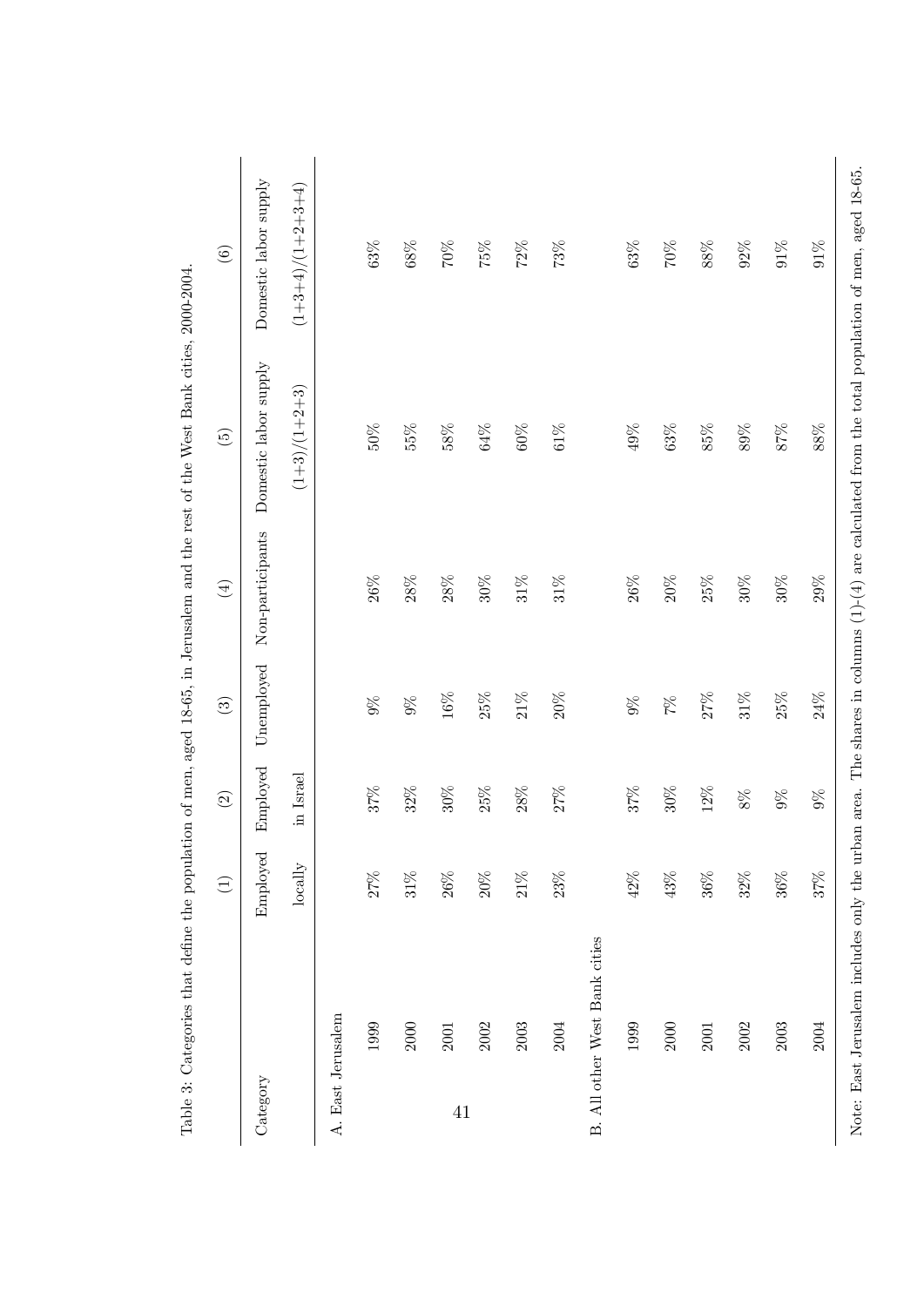Table 3: Categories that define the population of men, aged 18-65, in Jerusalem and the rest of the West Bank cities, 2000-2004.

| | (1) | (2) | (3) | (4) | (5) | (6) |
|---|---|---|---|---|---|---|
| Category | Employed locally | Employed in Israel | Unemployed | Non-participants | Domestic labor supply (1+3)/(1+2+3) | Domestic labor supply (1+3+4)/(1+2+3+4) |
| A. East Jerusalem | | | | | | |
| 1999 | 27% | 37% | 9% | 26% | 50% | 63% |
| 2000 | 31% | 32% | 9% | 28% | 55% | 68% |
| 2001 | 26% | 30% | 16% | 28% | 58% | 70% |
| 2002 | 20% | 25% | 25% | 30% | 64% | 75% |
| 2003 | 21% | 28% | 21% | 31% | 60% | 72% |
| 2004 | 23% | 27% | 20% | 31% | 61% | 73% |
| B. All other West Bank cities | | | | | | |
| 1999 | 42% | 37% | 9% | 26% | 49% | 63% |
| 2000 | 43% | 30% | 7% | 20% | 63% | 70% |
| 2001 | 36% | 12% | 27% | 25% | 85% | 88% |
| 2002 | 32% | 8% | 31% | 30% | 89% | 92% |
| 2003 | 36% | 9% | 25% | 30% | 87% | 91% |
| 2004 | 37% | 9% | 24% | 29% | 88% | 91% |

Note: East Jerusalem includes only the urban area. The shares in columns (1)-(4) are calculated from the total population of men, aged 18-65.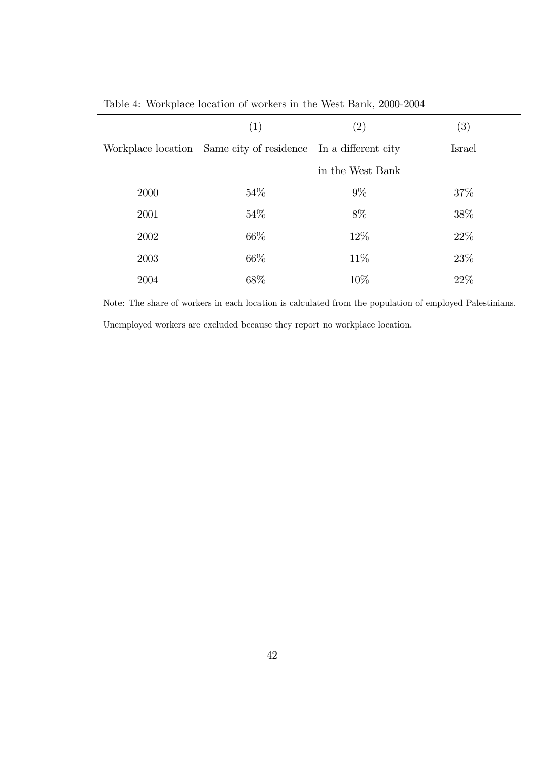Table 4: Workplace location of workers in the West Bank, 2000-2004

| | (1) | (2) | (3) |
|---|---|---|---|
| Workplace location | Same city of residence | In a different city in the West Bank | Israel |
| 2000 | 54% | 9% | 37% |
| 2001 | 54% | 8% | 38% |
| 2002 | 66% | 12% | 22% |
| 2003 | 66% | 11% | 23% |
| 2004 | 68% | 10% | 22% |

Note: The share of workers in each location is calculated from the population of employed Palestinians. Unemployed workers are excluded because they report no workplace location.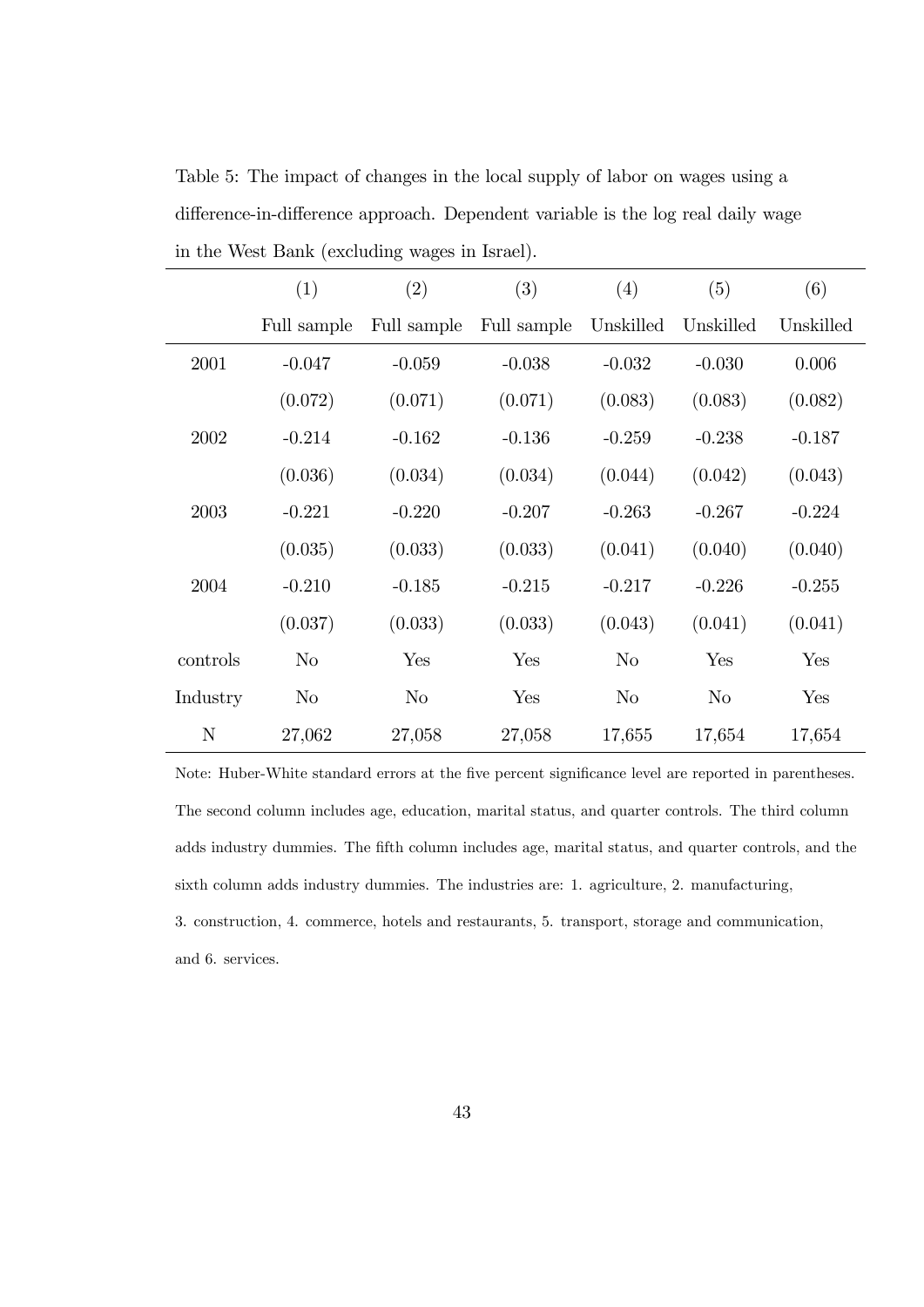Table 5: The impact of changes in the local supply of labor on wages using a difference-in-difference approach. Dependent variable is the log real daily wage in the West Bank (excluding wages in Israel).

| | (1) | (2) | (3) | (4) | (5) | (6) |
|---|---|---|---|---|---|---|
| | Full sample | Full sample | Full sample | Unskilled | Unskilled | Unskilled |
| 2001 | -0.047 | -0.059 | -0.038 | -0.032 | -0.030 | 0.006 |
| | (0.072) | (0.071) | (0.071) | (0.083) | (0.083) | (0.082) |
| 2002 | -0.214 | -0.162 | -0.136 | -0.259 | -0.238 | -0.187 |
| | (0.036) | (0.034) | (0.034) | (0.044) | (0.042) | (0.043) |
| 2003 | -0.221 | -0.220 | -0.207 | -0.263 | -0.267 | -0.224 |
| | (0.035) | (0.033) | (0.033) | (0.041) | (0.040) | (0.040) |
| 2004 | -0.210 | -0.185 | -0.215 | -0.217 | -0.226 | -0.255 |
| | (0.037) | (0.033) | (0.033) | (0.043) | (0.041) | (0.041) |
| controls | No | Yes | Yes | No | Yes | Yes |
| Industry | No | No | Yes | No | No | Yes |
| N | 27,062 | 27,058 | 27,058 | 17,655 | 17,654 | 17,654 |

Note: Huber-White standard errors at the five percent significance level are reported in parentheses. The second column includes age, education, marital status, and quarter controls. The third column adds industry dummies. The fifth column includes age, marital status, and quarter controls, and the sixth column adds industry dummies. The industries are: 1. agriculture, 2. manufacturing, 3. construction, 4. commerce, hotels and restaurants, 5. transport, storage and communication, and 6. services.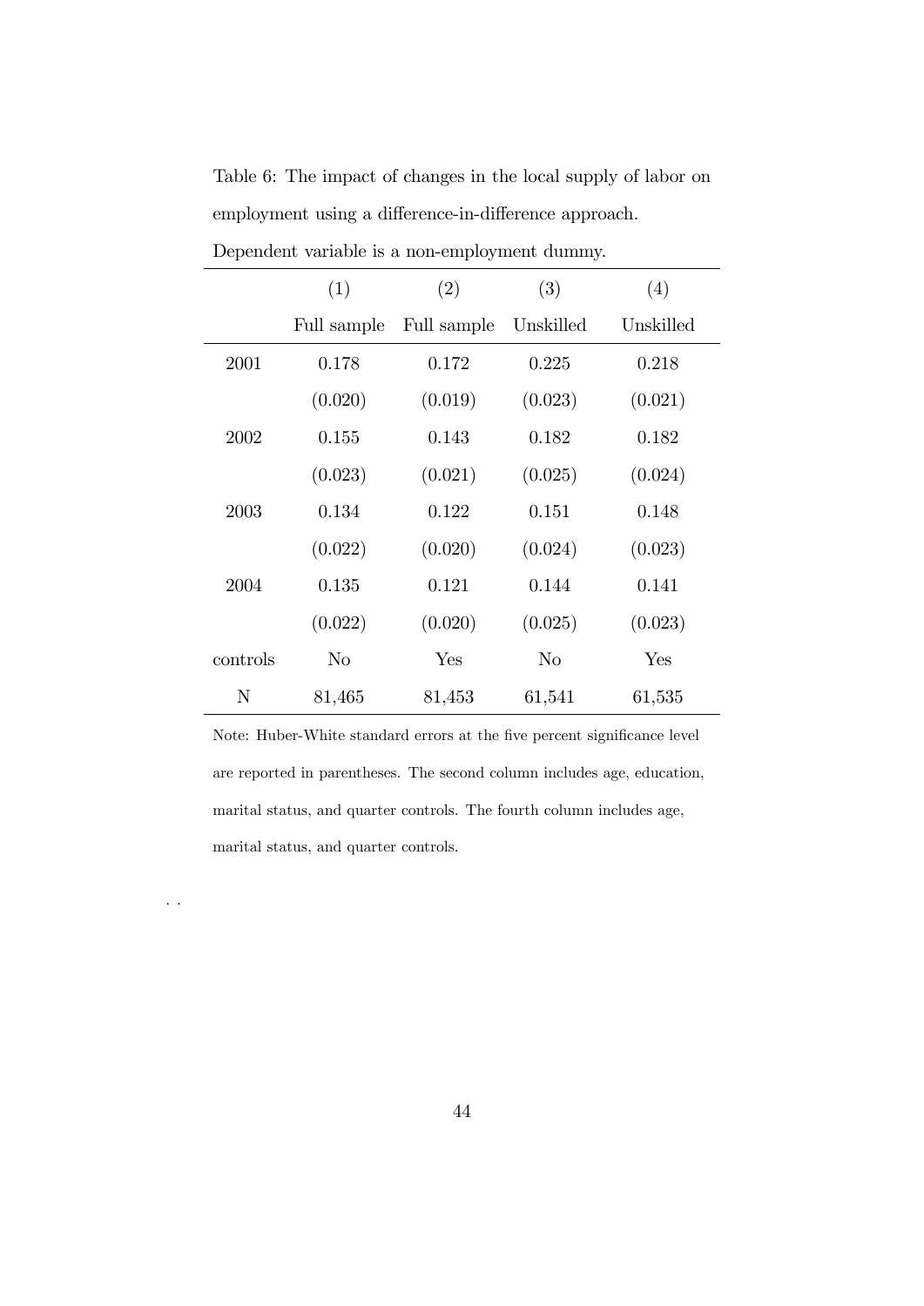Table 6: The impact of changes in the local supply of labor on employment using a difference-in-difference approach. Dependent variable is a non-employment dummy.

| | (1) | (2) | (3) | (4) |
|---|---|---|---|---|
| | Full sample | Full sample | Unskilled | Unskilled |
| 2001 | 0.178 | 0.172 | 0.225 | 0.218 |
| | (0.020) | (0.019) | (0.023) | (0.021) |
| 2002 | 0.155 | 0.143 | 0.182 | 0.182 |
| | (0.023) | (0.021) | (0.025) | (0.024) |
| 2003 | 0.134 | 0.122 | 0.151 | 0.148 |
| | (0.022) | (0.020) | (0.024) | (0.023) |
| 2004 | 0.135 | 0.121 | 0.144 | 0.141 |
| | (0.022) | (0.020) | (0.025) | (0.023) |
| controls | No | Yes | No | Yes |
| N | 81,465 | 81,453 | 61,541 | 61,535 |

Note: Huber-White standard errors at the five percent significance level are reported in parentheses. The second column includes age, education, marital status, and quarter controls. The fourth column includes age, marital status, and quarter controls.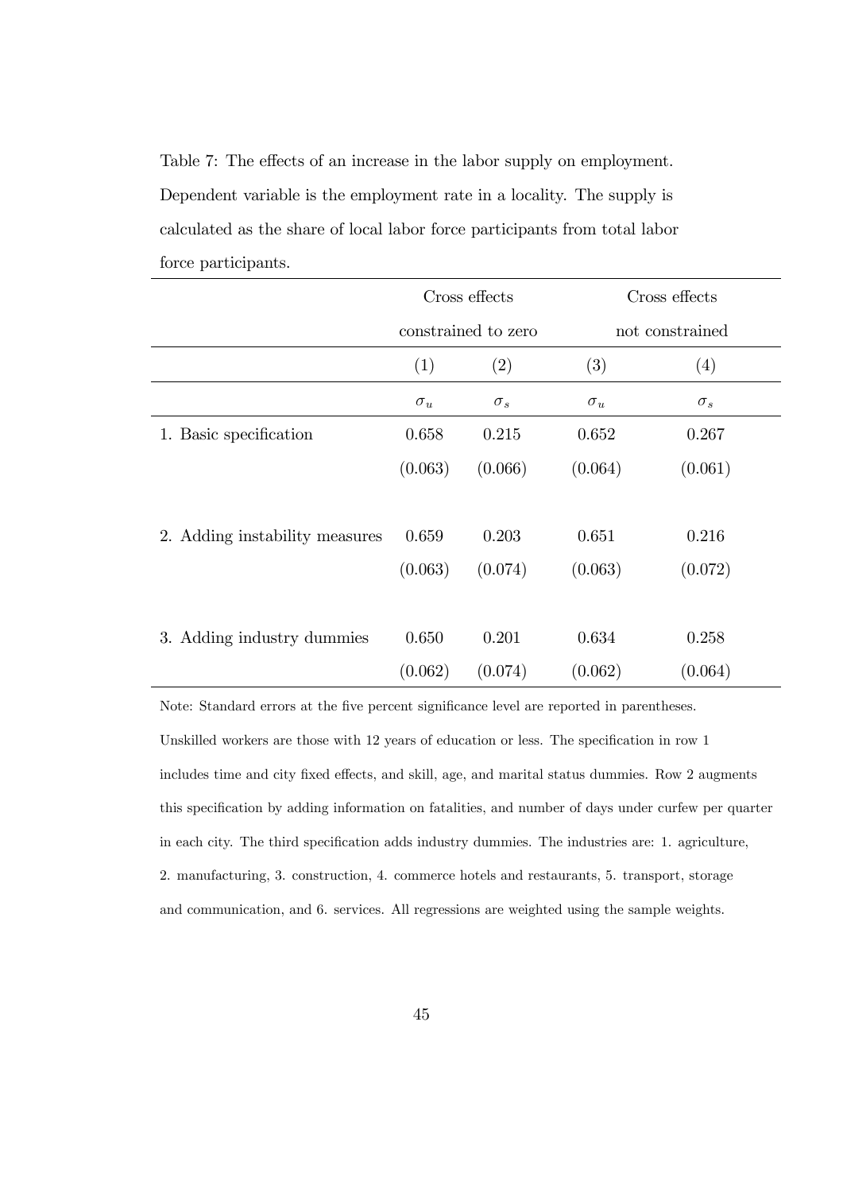Table 7: The effects of an increase in the labor supply on employment. Dependent variable is the employment rate in a locality. The supply is calculated as the share of local labor force participants from total labor force participants.

| | Cross effects constrained to zero | | Cross effects not constrained | |
|---|---|---|---|---|
| | (1) | (2) | (3) | (4) |
| | $\sigma_u$ | $\sigma_s$ | $\sigma_u$ | $\sigma_s$ |
| 1. Basic specification | 0.658 | 0.215 | 0.652 | 0.267 |
| | (0.063) | (0.066) | (0.064) | (0.061) |
| 2. Adding instability measures | 0.659 | 0.203 | 0.651 | 0.216 |
| | (0.063) | (0.074) | (0.063) | (0.072) |
| 3. Adding industry dummies | 0.650 | 0.201 | 0.634 | 0.258 |
| | (0.062) | (0.074) | (0.062) | (0.064) |

Note: Standard errors at the five percent significance level are reported in parentheses. Unskilled workers are those with 12 years of education or less. The specification in row 1 includes time and city fixed effects, and skill, age, and marital status dummies. Row 2 augments this specification by adding information on fatalities, and number of days under curfew per quarter in each city. The third specification adds industry dummies. The industries are: 1. agriculture, 2. manufacturing, 3. construction, 4. commerce hotels and restaurants, 5. transport, storage and communication, and 6. services. All regressions are weighted using the sample weights.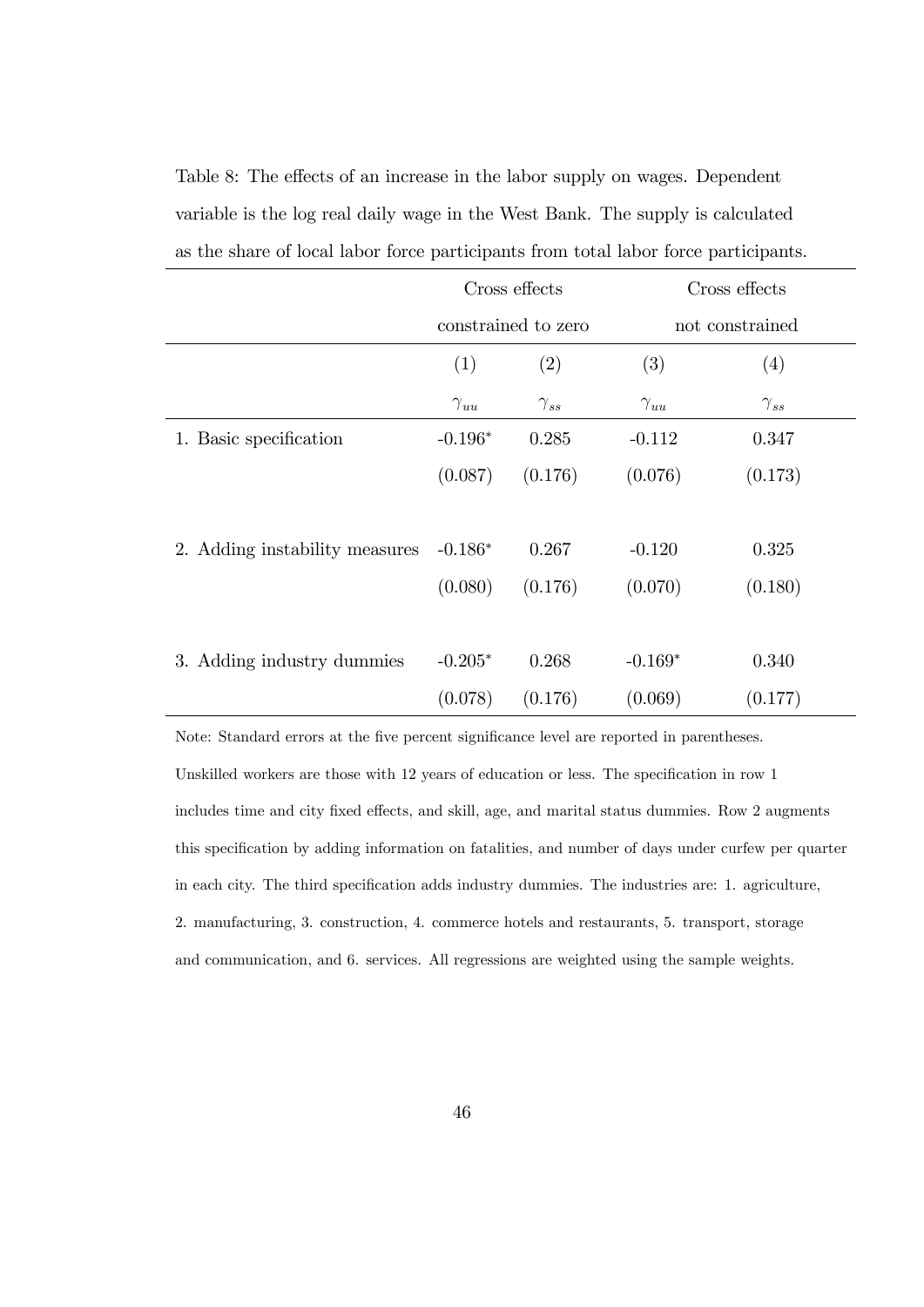Table 8: The effects of an increase in the labor supply on wages. Dependent variable is the log real daily wage in the West Bank. The supply is calculated as the share of local labor force participants from total labor force participants.

| | Cross effects constrained to zero | | Cross effects not constrained | |
|---|---|---|---|---|
| | (1) | (2) | (3) | (4) |
| | $\gamma_{uu}$ | $\gamma_{ss}$ | $\gamma_{uu}$ | $\gamma_{ss}$ |
| 1. Basic specification | -0.196* | 0.285 | -0.112 | 0.347 |
| | (0.087) | (0.176) | (0.076) | (0.173) |
| 2. Adding instability measures | -0.186* | 0.267 | -0.120 | 0.325 |
| | (0.080) | (0.176) | (0.070) | (0.180) |
| 3. Adding industry dummies | -0.205* | 0.268 | -0.169* | 0.340 |
| | (0.078) | (0.176) | (0.069) | (0.177) |

Note: Standard errors at the five percent significance level are reported in parentheses. Unskilled workers are those with 12 years of education or less. The specification in row 1 includes time and city fixed effects, and skill, age, and marital status dummies. Row 2 augments this specification by adding information on fatalities, and number of days under curfew per quarter in each city. The third specification adds industry dummies. The industries are: 1. agriculture, 2. manufacturing, 3. construction, 4. commerce hotels and restaurants, 5. transport, storage and communication, and 6. services. All regressions are weighted using the sample weights.